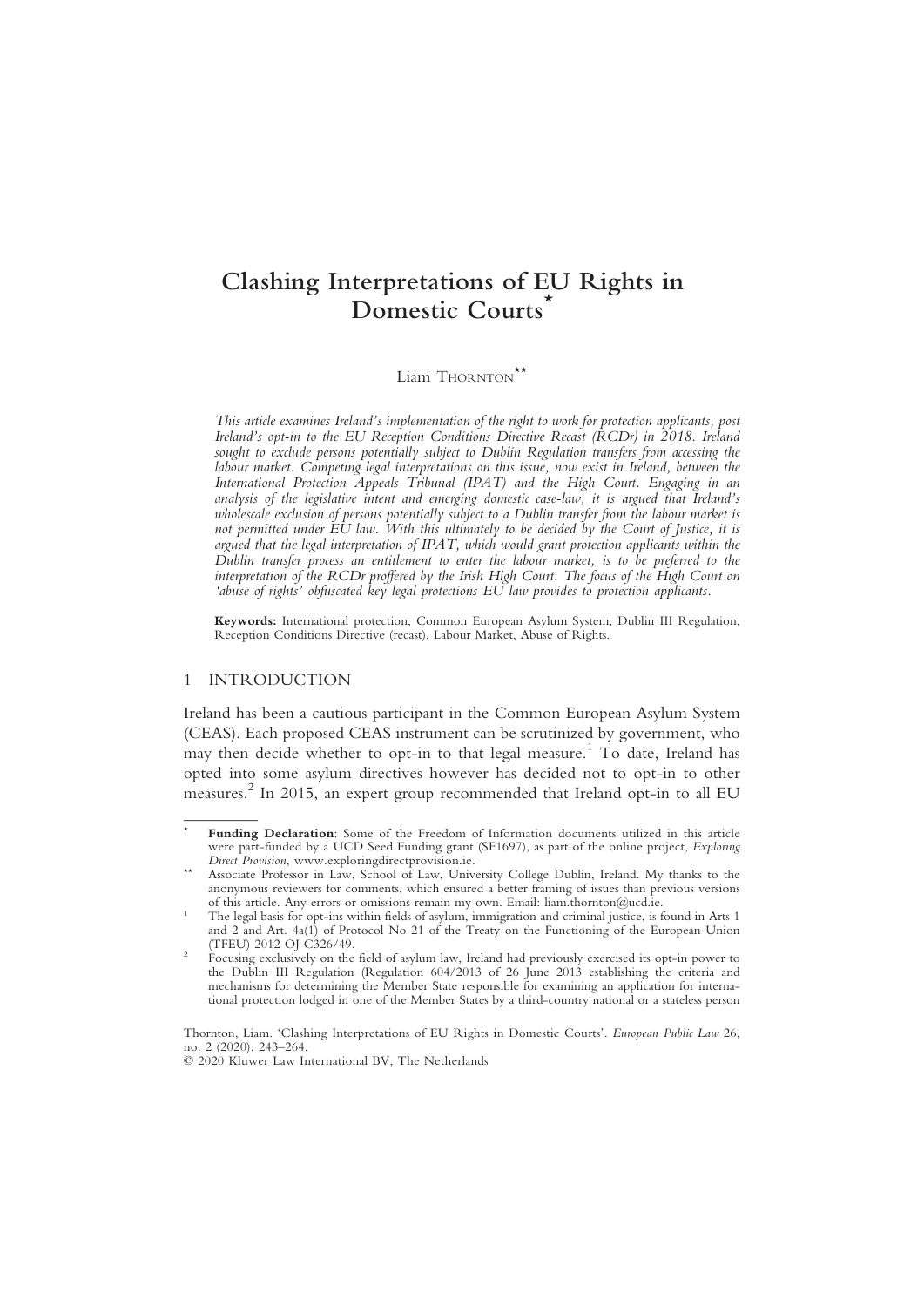# Clashing Interpretations of EU Rights in Domestic Courts[*]

Liam THORNTON[**]

*This article examines Ireland's implementation of the right to work for protection applicants, post Ireland's opt-in to the EU Reception Conditions Directive Recast (RCDr) in 2018. Ireland sought to exclude persons potentially subject to Dublin Regulation transfers from accessing the labour market. Competing legal interpretations on this issue, now exist in Ireland, between the International Protection Appeals Tribunal (IPAT) and the High Court. Engaging in an analysis of the legislative intent and emerging domestic case-law, it is argued that Ireland's wholescale exclusion of persons potentially subject to a Dublin transfer from the labour market is not permitted under EU law. With this ultimately to be decided by the Court of Justice, it is argued that the legal interpretation of IPAT, which would grant protection applicants within the Dublin transfer process an entitlement to enter the labour market, is to be preferred to the interpretation of the RCDr proffered by the Irish High Court. The focus of the High Court on 'abuse of rights' obfuscated key legal protections EU law provides to protection applicants.*

**Keywords:** International protection, Common European Asylum System, Dublin III Regulation, Reception Conditions Directive (recast), Labour Market, Abuse of Rights.

## 1 INTRODUCTION

Ireland has been a cautious participant in the Common European Asylum System (CEAS). Each proposed CEAS instrument can be scrutinized by government, who may then decide whether to opt-in to that legal measure.[1] To date, Ireland has opted into some asylum directives however has decided not to opt-in to other measures.[2] In 2015, an expert group recommended that Ireland opt-in to all EU

---

[*] **Funding Declaration**: Some of the Freedom of Information documents utilized in this article were part-funded by a UCD Seed Funding grant (SF1697), as part of the online project, *Exploring Direct Provision*, www.exploringdirectprovision.ie.

[**] Associate Professor in Law, School of Law, University College Dublin, Ireland. My thanks to the anonymous reviewers for comments, which ensured a better framing of issues than previous versions of this article. Any errors or omissions remain my own. Email: liam.thornton@ucd.ie.

[1] The legal basis for opt-ins within fields of asylum, immigration and criminal justice, is found in Arts 1 and 2 and Art. 4a(1) of Protocol No 21 of the Treaty on the Functioning of the European Union (TFEU) 2012 OJ C326/49.

[2] Focusing exclusively on the field of asylum law, Ireland had previously exercised its opt-in power to the Dublin III Regulation (Regulation 604/2013 of 26 June 2013 establishing the criteria and mechanisms for determining the Member State responsible for examining an application for international protection lodged in one of the Member States by a third-country national or a stateless person

Thornton, Liam. 'Clashing Interpretations of EU Rights in Domestic Courts'. *European Public Law* 26, no. 2 (2020): 243–264.
© 2020 Kluwer Law International BV, The Netherlands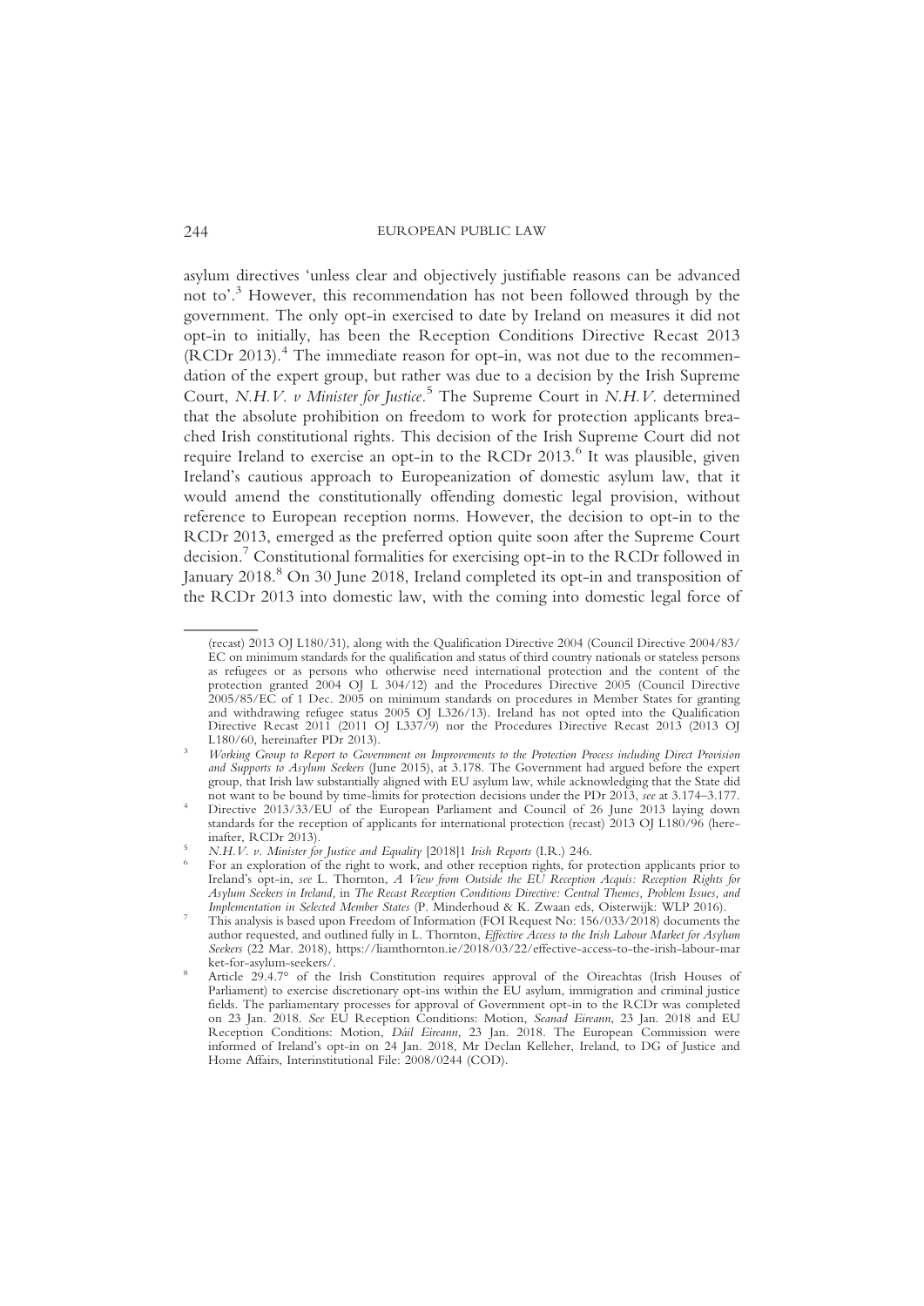asylum directives 'unless clear and objectively justifiable reasons can be advanced not to'.[3] However, this recommendation has not been followed through by the government. The only opt-in exercised to date by Ireland on measures it did not opt-in to initially, has been the Reception Conditions Directive Recast 2013 (RCDr 2013).[4] The immediate reason for opt-in, was not due to the recommendation of the expert group, but rather was due to a decision by the Irish Supreme Court, *N.H.V. v Minister for Justice*.[5] The Supreme Court in *N.H.V.* determined that the absolute prohibition on freedom to work for protection applicants breached Irish constitutional rights. This decision of the Irish Supreme Court did not require Ireland to exercise an opt-in to the RCDr 2013.[6] It was plausible, given Ireland's cautious approach to Europeanization of domestic asylum law, that it would amend the constitutionally offending domestic legal provision, without reference to European reception norms. However, the decision to opt-in to the RCDr 2013, emerged as the preferred option quite soon after the Supreme Court decision.[7] Constitutional formalities for exercising opt-in to the RCDr followed in January 2018.[8] On 30 June 2018, Ireland completed its opt-in and transposition of the RCDr 2013 into domestic law, with the coming into domestic legal force of

---

(recast) 2013 OJ L180/31), along with the Qualification Directive 2004 (Council Directive 2004/83/EC on minimum standards for the qualification and status of third country nationals or stateless persons as refugees or as persons who otherwise need international protection and the content of the protection granted 2004 OJ L 304/12) and the Procedures Directive 2005 (Council Directive 2005/85/EC of 1 Dec. 2005 on minimum standards on procedures in Member States for granting and withdrawing refugee status 2005 OJ L326/13). Ireland has not opted into the Qualification Directive Recast 2011 (2011 OJ L337/9) nor the Procedures Directive Recast 2013 (2013 OJ L180/60, hereinafter PDr 2013).

[3] *Working Group to Report to Government on Improvements to the Protection Process including Direct Provision and Supports to Asylum Seekers* (June 2015), at 3.178. The Government had argued before the expert group, that Irish law substantially aligned with EU asylum law, while acknowledging that the State did not want to be bound by time-limits for protection decisions under the PDr 2013, *see* at 3.174–3.177.

[4] Directive 2013/33/EU of the European Parliament and Council of 26 June 2013 laying down standards for the reception of applicants for international protection (recast) 2013 OJ L180/96 (hereinafter, RCDr 2013).

[5] *N.H.V. v. Minister for Justice and Equality* [2018]1 *Irish Reports* (I.R.) 246.

[6] For an exploration of the right to work, and other reception rights, for protection applicants prior to Ireland's opt-in, *see* L. Thornton, *A View from Outside the EU Reception Acquis: Reception Rights for Asylum Seekers in Ireland*, in *The Recast Reception Conditions Directive: Central Themes, Problem Issues, and Implementation in Selected Member States* (P. Minderhoud & K. Zwaan eds, Oisterwijk: WLP 2016).

[7] This analysis is based upon Freedom of Information (FOI Request No: 156/033/2018) documents the author requested, and outlined fully in L. Thornton, *Effective Access to the Irish Labour Market for Asylum Seekers* (22 Mar. 2018), https://liamthornton.ie/2018/03/22/effective-access-to-the-irish-labour-market-for-asylum-seekers/.

[8] Article 29.4.7° of the Irish Constitution requires approval of the Oireachtas (Irish Houses of Parliament) to exercise discretionary opt-ins within the EU asylum, immigration and criminal justice fields. The parliamentary processes for approval of Government opt-in to the RCDr was completed on 23 Jan. 2018. *See* EU Reception Conditions: Motion, *Seanad Eireann*, 23 Jan. 2018 and EU Reception Conditions: Motion, *Dáil Eireann*, 23 Jan. 2018. The European Commission were informed of Ireland's opt-in on 24 Jan. 2018, Mr Declan Kelleher, Ireland, to DG of Justice and Home Affairs, Interinstitutional File: 2008/0244 (COD).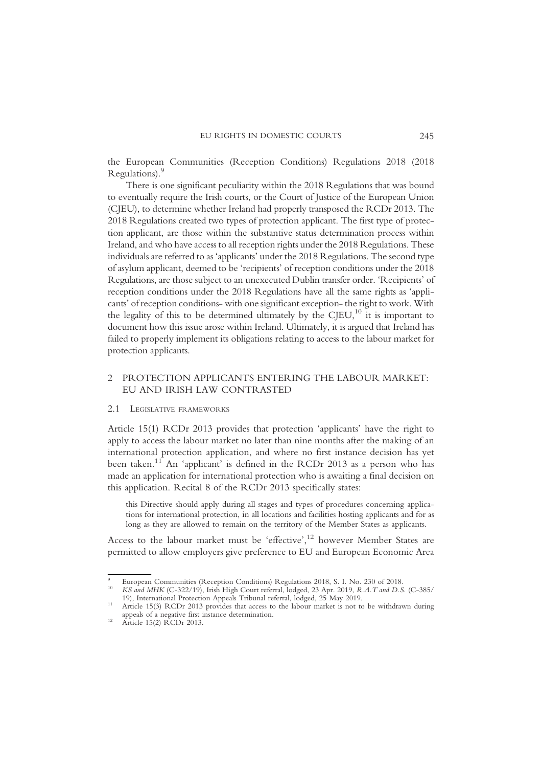the European Communities (Reception Conditions) Regulations 2018 (2018 Regulations).[9]

There is one significant peculiarity within the 2018 Regulations that was bound to eventually require the Irish courts, or the Court of Justice of the European Union (CJEU), to determine whether Ireland had properly transposed the RCDr 2013. The 2018 Regulations created two types of protection applicant. The first type of protection applicant, are those within the substantive status determination process within Ireland, and who have access to all reception rights under the 2018 Regulations. These individuals are referred to as 'applicants' under the 2018 Regulations. The second type of asylum applicant, deemed to be 'recipients' of reception conditions under the 2018 Regulations, are those subject to an unexecuted Dublin transfer order. 'Recipients' of reception conditions under the 2018 Regulations have all the same rights as 'applicants' of reception conditions- with one significant exception- the right to work. With the legality of this to be determined ultimately by the CJEU,[10] it is important to document how this issue arose within Ireland. Ultimately, it is argued that Ireland has failed to properly implement its obligations relating to access to the labour market for protection applicants.

## 2 PROTECTION APPLICANTS ENTERING THE LABOUR MARKET: EU AND IRISH LAW CONTRASTED

### 2.1 LEGISLATIVE FRAMEWORKS

Article 15(1) RCDr 2013 provides that protection 'applicants' have the right to apply to access the labour market no later than nine months after the making of an international protection application, and where no first instance decision has yet been taken.[11] An 'applicant' is defined in the RCDr 2013 as a person who has made an application for international protection who is awaiting a final decision on this application. Recital 8 of the RCDr 2013 specifically states:

> this Directive should apply during all stages and types of procedures concerning applications for international protection, in all locations and facilities hosting applicants and for as long as they are allowed to remain on the territory of the Member States as applicants.

Access to the labour market must be 'effective',[12] however Member States are permitted to allow employers give preference to EU and European Economic Area

---

[9] European Communities (Reception Conditions) Regulations 2018, S. I. No. 230 of 2018.

[10] *KS and MHK* (C-322/19), Irish High Court referral, lodged, 23 Apr. 2019, *R.A.T and D.S.* (C-385/19), International Protection Appeals Tribunal referral, lodged, 25 May 2019.

[11] Article 15(3) RCDr 2013 provides that access to the labour market is not to be withdrawn during appeals of a negative first instance determination.

[12] Article 15(2) RCDr 2013.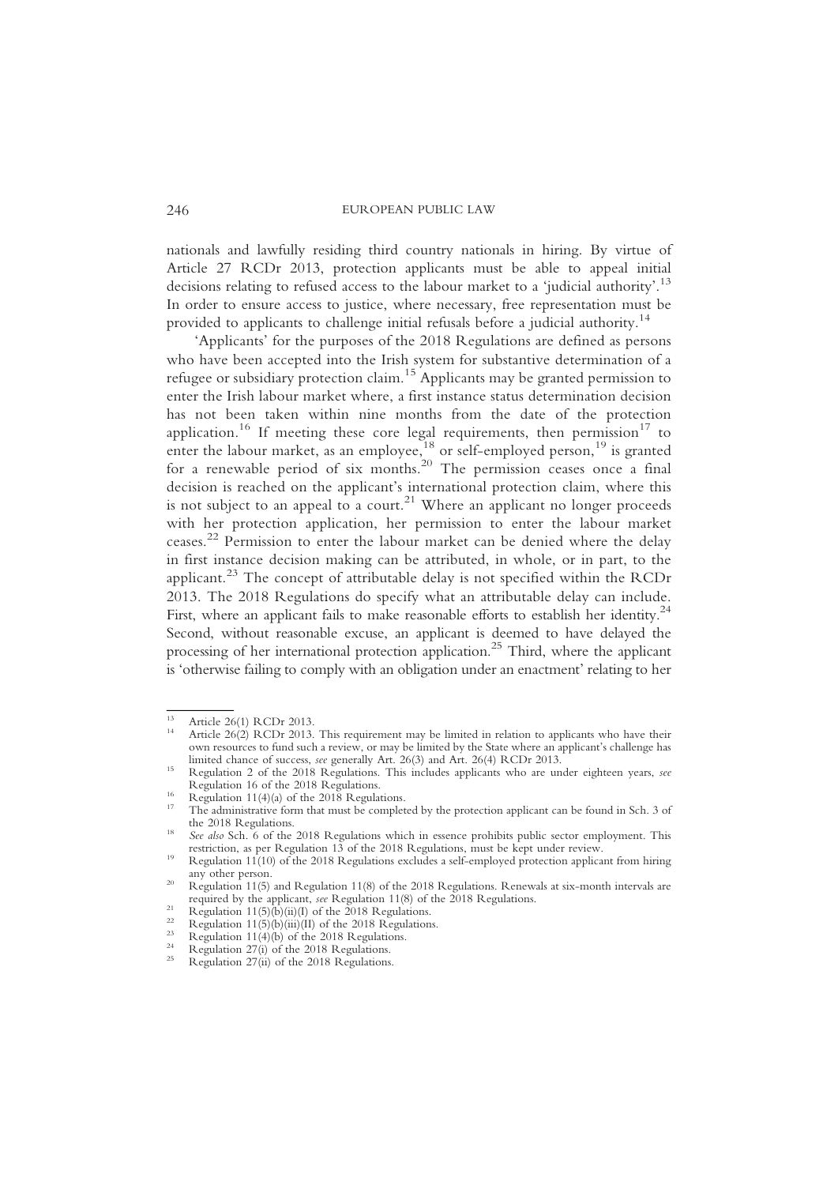nationals and lawfully residing third country nationals in hiring. By virtue of Article 27 RCDr 2013, protection applicants must be able to appeal initial decisions relating to refused access to the labour market to a 'judicial authority'.[13] In order to ensure access to justice, where necessary, free representation must be provided to applicants to challenge initial refusals before a judicial authority.[14]

'Applicants' for the purposes of the 2018 Regulations are defined as persons who have been accepted into the Irish system for substantive determination of a refugee or subsidiary protection claim.[15] Applicants may be granted permission to enter the Irish labour market where, a first instance status determination decision has not been taken within nine months from the date of the protection application.[16] If meeting these core legal requirements, then permission[17] to enter the labour market, as an employee,[18] or self-employed person,[19] is granted for a renewable period of six months.[20] The permission ceases once a final decision is reached on the applicant's international protection claim, where this is not subject to an appeal to a court.[21] Where an applicant no longer proceeds with her protection application, her permission to enter the labour market ceases.[22] Permission to enter the labour market can be denied where the delay in first instance decision making can be attributed, in whole, or in part, to the applicant.[23] The concept of attributable delay is not specified within the RCDr 2013. The 2018 Regulations do specify what an attributable delay can include. First, where an applicant fails to make reasonable efforts to establish her identity.[24] Second, without reasonable excuse, an applicant is deemed to have delayed the processing of her international protection application.[25] Third, where the applicant is 'otherwise failing to comply with an obligation under an enactment' relating to her

---

[13] Article 26(1) RCDr 2013.

[14] Article 26(2) RCDr 2013. This requirement may be limited in relation to applicants who have their own resources to fund such a review, or may be limited by the State where an applicant's challenge has limited chance of success, *see* generally Art. 26(3) and Art. 26(4) RCDr 2013.

[15] Regulation 2 of the 2018 Regulations. This includes applicants who are under eighteen years, *see* Regulation 16 of the 2018 Regulations.

[16] Regulation 11(4)(a) of the 2018 Regulations.

[17] The administrative form that must be completed by the protection applicant can be found in Sch. 3 of the 2018 Regulations.

[18] *See also* Sch. 6 of the 2018 Regulations which in essence prohibits public sector employment. This restriction, as per Regulation 13 of the 2018 Regulations, must be kept under review.

[19] Regulation 11(10) of the 2018 Regulations excludes a self-employed protection applicant from hiring any other person.

[20] Regulation 11(5) and Regulation 11(8) of the 2018 Regulations. Renewals at six-month intervals are required by the applicant, *see* Regulation 11(8) of the 2018 Regulations.

[21] Regulation 11(5)(b)(ii)(I) of the 2018 Regulations.

[22] Regulation 11(5)(b)(iii)(II) of the 2018 Regulations.

[23] Regulation 11(4)(b) of the 2018 Regulations.

[24] Regulation 27(i) of the 2018 Regulations.

[25] Regulation 27(ii) of the 2018 Regulations.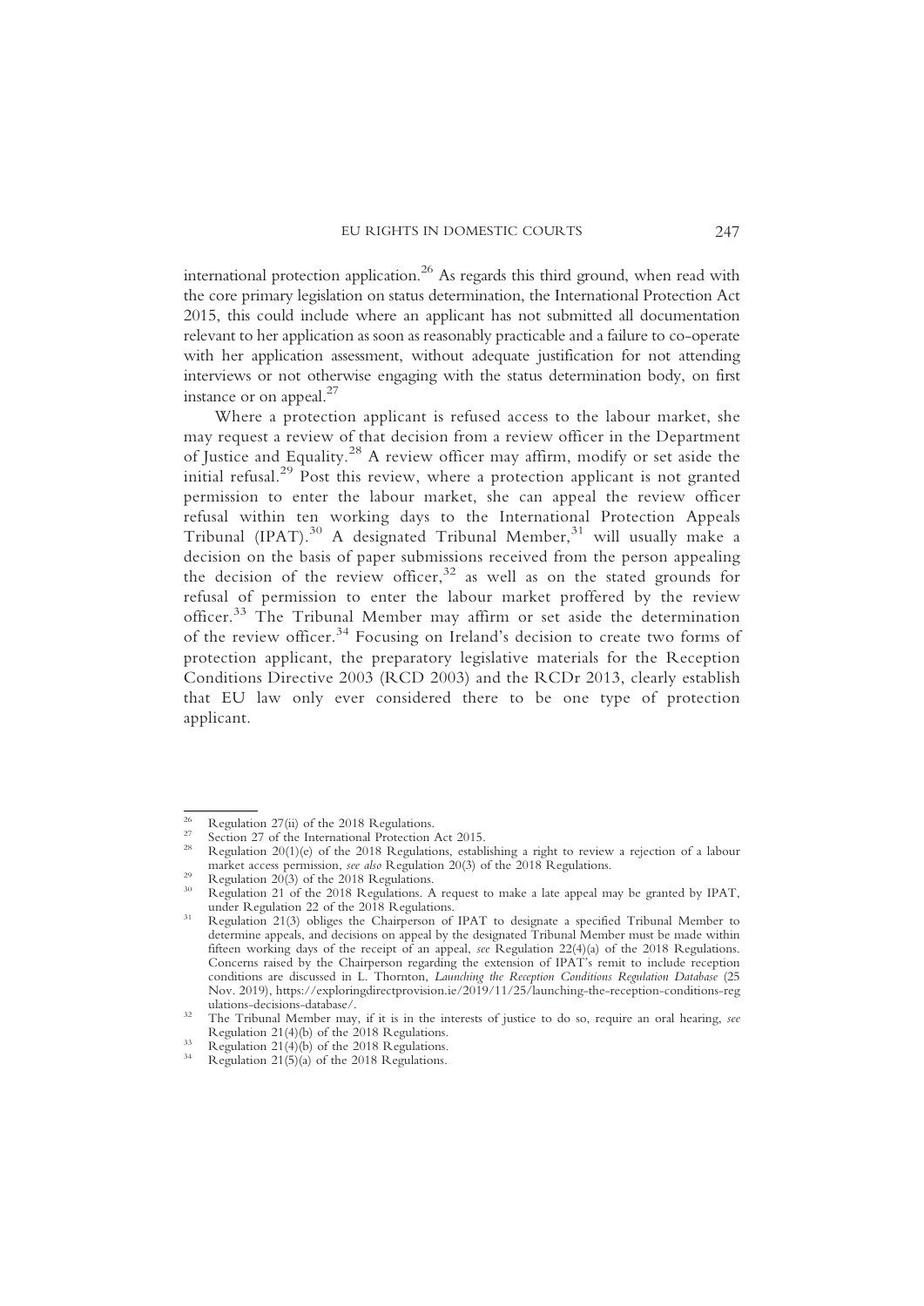international protection application.[26] As regards this third ground, when read with the core primary legislation on status determination, the International Protection Act 2015, this could include where an applicant has not submitted all documentation relevant to her application as soon as reasonably practicable and a failure to co-operate with her application assessment, without adequate justification for not attending interviews or not otherwise engaging with the status determination body, on first instance or on appeal.[27]

Where a protection applicant is refused access to the labour market, she may request a review of that decision from a review officer in the Department of Justice and Equality.[28] A review officer may affirm, modify or set aside the initial refusal.[29] Post this review, where a protection applicant is not granted permission to enter the labour market, she can appeal the review officer refusal within ten working days to the International Protection Appeals Tribunal (IPAT).[30] A designated Tribunal Member,[31] will usually make a decision on the basis of paper submissions received from the person appealing the decision of the review officer,[32] as well as on the stated grounds for refusal of permission to enter the labour market proffered by the review officer.[33] The Tribunal Member may affirm or set aside the determination of the review officer.[34] Focusing on Ireland's decision to create two forms of protection applicant, the preparatory legislative materials for the Reception Conditions Directive 2003 (RCD 2003) and the RCDr 2013, clearly establish that EU law only ever considered there to be one type of protection applicant.

---

[26] Regulation 27(ii) of the 2018 Regulations.

[27] Section 27 of the International Protection Act 2015.

[28] Regulation 20(1)(e) of the 2018 Regulations, establishing a right to review a rejection of a labour market access permission, *see also* Regulation 20(3) of the 2018 Regulations.

[29] Regulation 20(3) of the 2018 Regulations.

[30] Regulation 21 of the 2018 Regulations. A request to make a late appeal may be granted by IPAT, under Regulation 22 of the 2018 Regulations.

[31] Regulation 21(3) obliges the Chairperson of IPAT to designate a specified Tribunal Member to determine appeals, and decisions on appeal by the designated Tribunal Member must be made within fifteen working days of the receipt of an appeal, *see* Regulation 22(4)(a) of the 2018 Regulations. Concerns raised by the Chairperson regarding the extension of IPAT's remit to include reception conditions are discussed in L. Thornton, *Launching the Reception Conditions Regulation Database* (25 Nov. 2019), https://exploringdirectprovision.ie/2019/11/25/launching-the-reception-conditions-regulations-decisions-database/.

[32] The Tribunal Member may, if it is in the interests of justice to do so, require an oral hearing, *see* Regulation 21(4)(b) of the 2018 Regulations.

[33] Regulation 21(4)(b) of the 2018 Regulations.

[34] Regulation 21(5)(a) of the 2018 Regulations.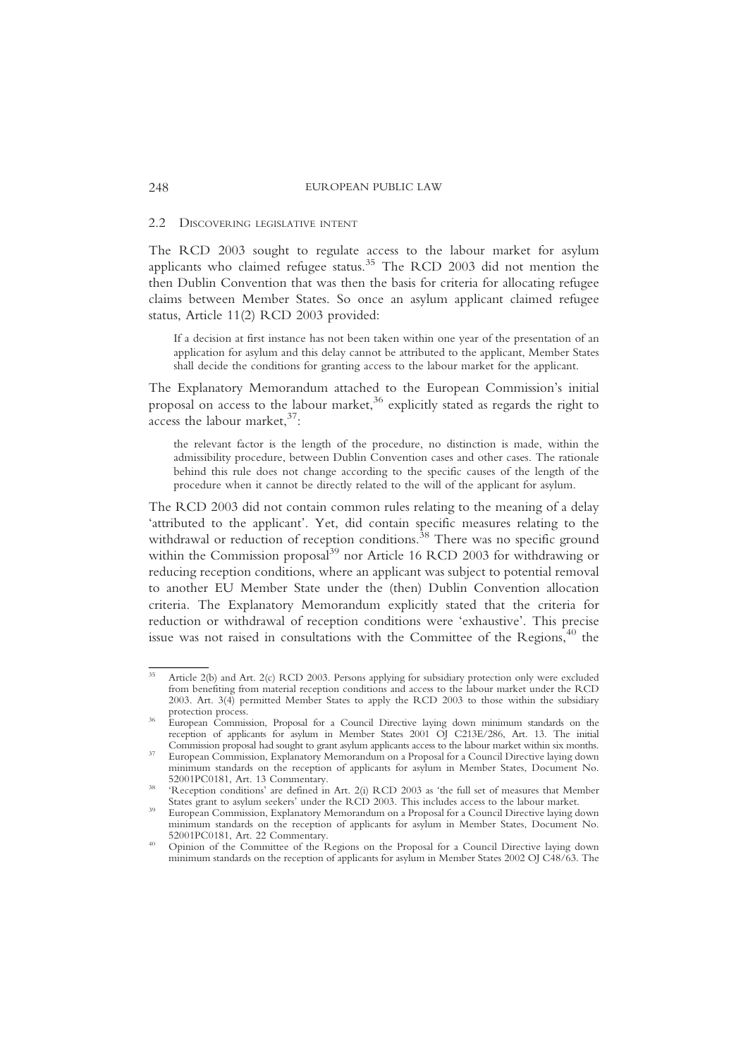### 2.2 Discovering legislative intent

The RCD 2003 sought to regulate access to the labour market for asylum applicants who claimed refugee status.[35] The RCD 2003 did not mention the then Dublin Convention that was then the basis for criteria for allocating refugee claims between Member States. So once an asylum applicant claimed refugee status, Article 11(2) RCD 2003 provided:

> If a decision at first instance has not been taken within one year of the presentation of an application for asylum and this delay cannot be attributed to the applicant, Member States shall decide the conditions for granting access to the labour market for the applicant.

The Explanatory Memorandum attached to the European Commission's initial proposal on access to the labour market,[36] explicitly stated as regards the right to access the labour market,[37]:

> the relevant factor is the length of the procedure, no distinction is made, within the admissibility procedure, between Dublin Convention cases and other cases. The rationale behind this rule does not change according to the specific causes of the length of the procedure when it cannot be directly related to the will of the applicant for asylum.

The RCD 2003 did not contain common rules relating to the meaning of a delay 'attributed to the applicant'. Yet, did contain specific measures relating to the withdrawal or reduction of reception conditions.[38] There was no specific ground within the Commission proposal[39] nor Article 16 RCD 2003 for withdrawing or reducing reception conditions, where an applicant was subject to potential removal to another EU Member State under the (then) Dublin Convention allocation criteria. The Explanatory Memorandum explicitly stated that the criteria for reduction or withdrawal of reception conditions were 'exhaustive'. This precise issue was not raised in consultations with the Committee of the Regions,[40] the

---

[35] Article 2(b) and Art. 2(c) RCD 2003. Persons applying for subsidiary protection only were excluded from benefiting from material reception conditions and access to the labour market under the RCD 2003. Art. 3(4) permitted Member States to apply the RCD 2003 to those within the subsidiary protection process.

[36] European Commission, Proposal for a Council Directive laying down minimum standards on the reception of applicants for asylum in Member States 2001 OJ C213E/286, Art. 13. The initial Commission proposal had sought to grant asylum applicants access to the labour market within six months.

[37] European Commission, Explanatory Memorandum on a Proposal for a Council Directive laying down minimum standards on the reception of applicants for asylum in Member States, Document No. 52001PC0181, Art. 13 Commentary.

[38] 'Reception conditions' are defined in Art. 2(i) RCD 2003 as 'the full set of measures that Member States grant to asylum seekers' under the RCD 2003. This includes access to the labour market.

[39] European Commission, Explanatory Memorandum on a Proposal for a Council Directive laying down minimum standards on the reception of applicants for asylum in Member States, Document No. 52001PC0181, Art. 22 Commentary.

[40] Opinion of the Committee of the Regions on the Proposal for a Council Directive laying down minimum standards on the reception of applicants for asylum in Member States 2002 OJ C48/63. The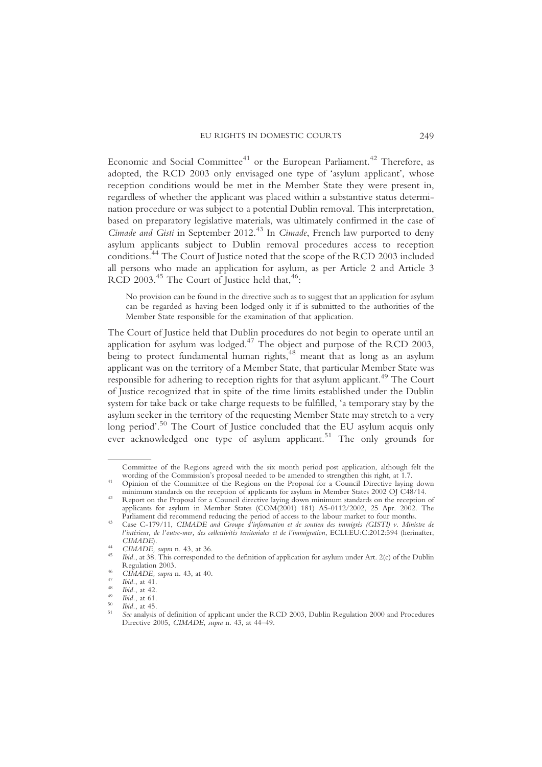Economic and Social Committee[41] or the European Parliament.[42] Therefore, as adopted, the RCD 2003 only envisaged one type of 'asylum applicant', whose reception conditions would be met in the Member State they were present in, regardless of whether the applicant was placed within a substantive status determination procedure or was subject to a potential Dublin removal. This interpretation, based on preparatory legislative materials, was ultimately confirmed in the case of *Cimade and Gisti* in September 2012.[43] In *Cimade*, French law purported to deny asylum applicants subject to Dublin removal procedures access to reception conditions.[44] The Court of Justice noted that the scope of the RCD 2003 included all persons who made an application for asylum, as per Article 2 and Article 3 RCD 2003.[45] The Court of Justice held that,[46]:

> No provision can be found in the directive such as to suggest that an application for asylum can be regarded as having been lodged only it if is submitted to the authorities of the Member State responsible for the examination of that application.

The Court of Justice held that Dublin procedures do not begin to operate until an application for asylum was lodged.[47] The object and purpose of the RCD 2003, being to protect fundamental human rights,[48] meant that as long as an asylum applicant was on the territory of a Member State, that particular Member State was responsible for adhering to reception rights for that asylum applicant.[49] The Court of Justice recognized that in spite of the time limits established under the Dublin system for take back or take charge requests to be fulfilled, 'a temporary stay by the asylum seeker in the territory of the requesting Member State may stretch to a very long period'.[50] The Court of Justice concluded that the EU asylum acquis only ever acknowledged one type of asylum applicant.[51] The only grounds for

---

Committee of the Regions agreed with the six month period post application, although felt the wording of the Commission's proposal needed to be amended to strengthen this right, at 1.7.

[41] Opinion of the Committee of the Regions on the Proposal for a Council Directive laying down minimum standards on the reception of applicants for asylum in Member States 2002 OJ C48/14.

[42] Report on the Proposal for a Council directive laying down minimum standards on the reception of applicants for asylum in Member States (COM(2001) 181) A5-0112/2002, 25 Apr. 2002. The Parliament did recommend reducing the period of access to the labour market to four months.

[43] Case C-179/11, *CIMADE and Groupe d'information et de soutien des immigrés (GISTI) v. Ministre de l'intérieur, de l'outre-mer, des collectivités territoriales et de l'immigration*, ECLI:EU:C:2012:594 (herinafter, *CIMADE*).

[44] *CIMADE, supra* n. 43, at 36.

[45] *Ibid.*, at 38. This corresponded to the definition of application for asylum under Art. 2(c) of the Dublin Regulation 2003.

[46] *CIMADE, supra* n. 43, at 40.

[47] *Ibid.*, at 41.

[48] *Ibid.*, at 42.

[49] *Ibid.*, at 61.

[50] *Ibid.*, at 45.

[51] *See* analysis of definition of applicant under the RCD 2003, Dublin Regulation 2000 and Procedures Directive 2005, *CIMADE, supra* n. 43, at 44–49.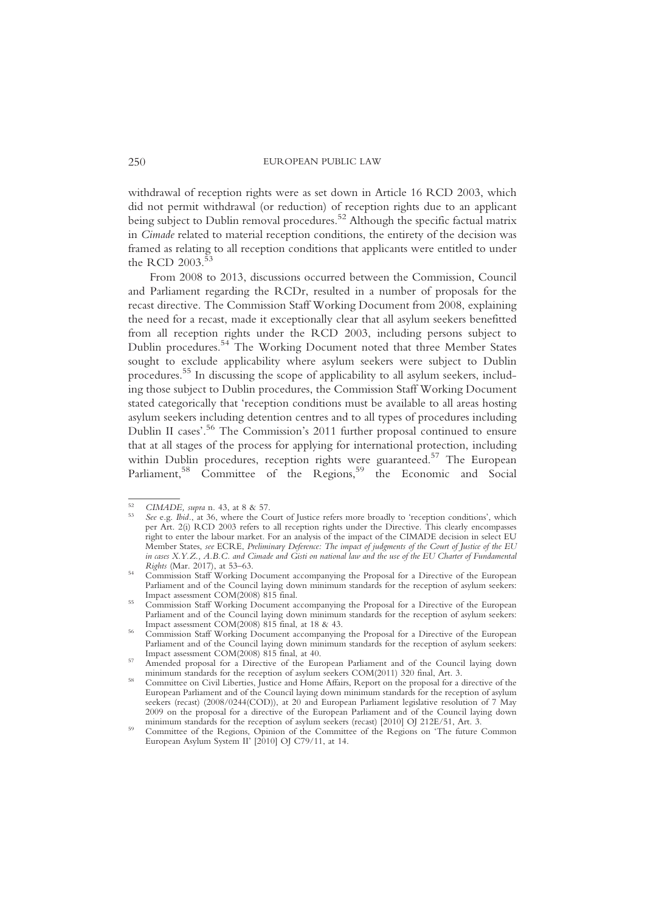withdrawal of reception rights were as set down in Article 16 RCD 2003, which did not permit withdrawal (or reduction) of reception rights due to an applicant being subject to Dublin removal procedures.[52] Although the specific factual matrix in *Cimade* related to material reception conditions, the entirety of the decision was framed as relating to all reception conditions that applicants were entitled to under the RCD 2003.[53]

From 2008 to 2013, discussions occurred between the Commission, Council and Parliament regarding the RCDr, resulted in a number of proposals for the recast directive. The Commission Staff Working Document from 2008, explaining the need for a recast, made it exceptionally clear that all asylum seekers benefitted from all reception rights under the RCD 2003, including persons subject to Dublin procedures.[54] The Working Document noted that three Member States sought to exclude applicability where asylum seekers were subject to Dublin procedures.[55] In discussing the scope of applicability to all asylum seekers, including those subject to Dublin procedures, the Commission Staff Working Document stated categorically that 'reception conditions must be available to all areas hosting asylum seekers including detention centres and to all types of procedures including Dublin II cases'.[56] The Commission's 2011 further proposal continued to ensure that at all stages of the process for applying for international protection, including within Dublin procedures, reception rights were guaranteed.[57] The European Parliament,[58] Committee of the Regions,[59] the Economic and Social

---

[52] *CIMADE, supra* n. 43, at 8 & 57.

[53] *See* e.g. *Ibid.*, at 36, where the Court of Justice refers more broadly to 'reception conditions', which per Art. 2(i) RCD 2003 refers to all reception rights under the Directive. This clearly encompasses right to enter the labour market. For an analysis of the impact of the CIMADE decision in select EU Member States, *see* ECRE, *Preliminary Deference: The impact of judgments of the Court of Justice of the EU in cases X.Y.Z., A.B.C. and Cimade and Gisti on national law and the use of the EU Charter of Fundamental Rights* (Mar. 2017), at 53–63.

[54] Commission Staff Working Document accompanying the Proposal for a Directive of the European Parliament and of the Council laying down minimum standards for the reception of asylum seekers: Impact assessment COM(2008) 815 final.

[55] Commission Staff Working Document accompanying the Proposal for a Directive of the European Parliament and of the Council laying down minimum standards for the reception of asylum seekers: Impact assessment COM(2008) 815 final, at 18 & 43.

[56] Commission Staff Working Document accompanying the Proposal for a Directive of the European Parliament and of the Council laying down minimum standards for the reception of asylum seekers: Impact assessment COM(2008) 815 final, at 40.

[57] Amended proposal for a Directive of the European Parliament and of the Council laying down minimum standards for the reception of asylum seekers COM(2011) 320 final, Art. 3.

[58] Committee on Civil Liberties, Justice and Home Affairs, Report on the proposal for a directive of the European Parliament and of the Council laying down minimum standards for the reception of asylum seekers (recast) (2008/0244(COD)), at 20 and European Parliament legislative resolution of 7 May 2009 on the proposal for a directive of the European Parliament and of the Council laying down minimum standards for the reception of asylum seekers (recast) [2010] OJ 212E/51, Art. 3.

[59] Committee of the Regions, Opinion of the Committee of the Regions on 'The future Common European Asylum System II' [2010] OJ C79/11, at 14.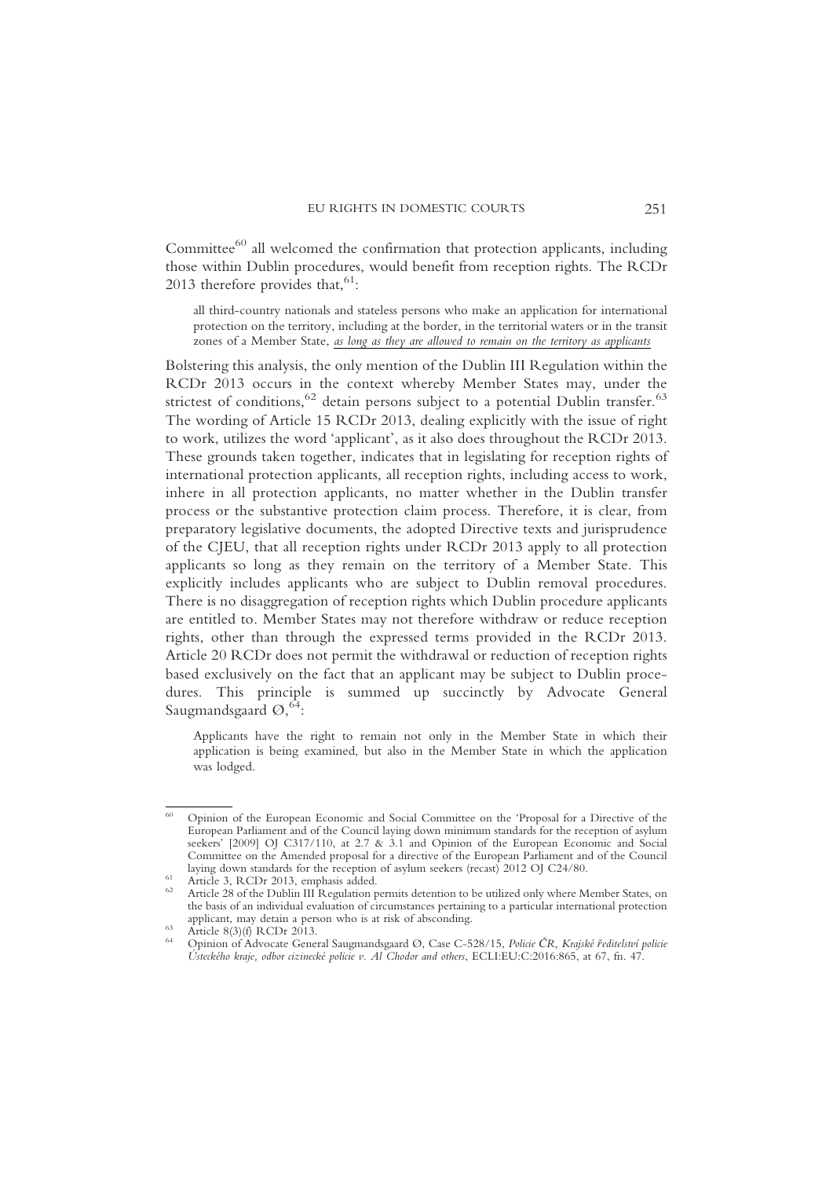Committee[60] all welcomed the confirmation that protection applicants, including those within Dublin procedures, would benefit from reception rights. The RCDr 2013 therefore provides that,[61]:

> all third-country nationals and stateless persons who make an application for international protection on the territory, including at the border, in the territorial waters or in the transit zones of a Member State, *as long as they are allowed to remain on the territory as applicants*

Bolstering this analysis, the only mention of the Dublin III Regulation within the RCDr 2013 occurs in the context whereby Member States may, under the strictest of conditions,[62] detain persons subject to a potential Dublin transfer.[63] The wording of Article 15 RCDr 2013, dealing explicitly with the issue of right to work, utilizes the word 'applicant', as it also does throughout the RCDr 2013. These grounds taken together, indicates that in legislating for reception rights of international protection applicants, all reception rights, including access to work, inhere in all protection applicants, no matter whether in the Dublin transfer process or the substantive protection claim process. Therefore, it is clear, from preparatory legislative documents, the adopted Directive texts and jurisprudence of the CJEU, that all reception rights under RCDr 2013 apply to all protection applicants so long as they remain on the territory of a Member State. This explicitly includes applicants who are subject to Dublin removal procedures. There is no disaggregation of reception rights which Dublin procedure applicants are entitled to. Member States may not therefore withdraw or reduce reception rights, other than through the expressed terms provided in the RCDr 2013. Article 20 RCDr does not permit the withdrawal or reduction of reception rights based exclusively on the fact that an applicant may be subject to Dublin procedures. This principle is summed up succinctly by Advocate General Saugmandsgaard Ø,[64]:

> Applicants have the right to remain not only in the Member State in which their application is being examined, but also in the Member State in which the application was lodged.

---

[60] Opinion of the European Economic and Social Committee on the 'Proposal for a Directive of the European Parliament and of the Council laying down minimum standards for the reception of asylum seekers' [2009] OJ C317/110, at 2.7 & 3.1 and Opinion of the European Economic and Social Committee on the Amended proposal for a directive of the European Parliament and of the Council laying down standards for the reception of asylum seekers (recast) 2012 OJ C24/80.

[61] Article 3, RCDr 2013, emphasis added.

[62] Article 28 of the Dublin III Regulation permits detention to be utilized only where Member States, on the basis of an individual evaluation of circumstances pertaining to a particular international protection applicant, may detain a person who is at risk of absconding.

[63] Article 8(3)(f) RCDr 2013.

[64] Opinion of Advocate General Saugmandsgaard Ø, Case C-528/15, *Policie ČR, Krajské ředitelství policie Ústeckého kraje, odbor cizinecké policie v. Al Chodor and others*, ECLI:EU:C:2016:865, at 67, fn. 47.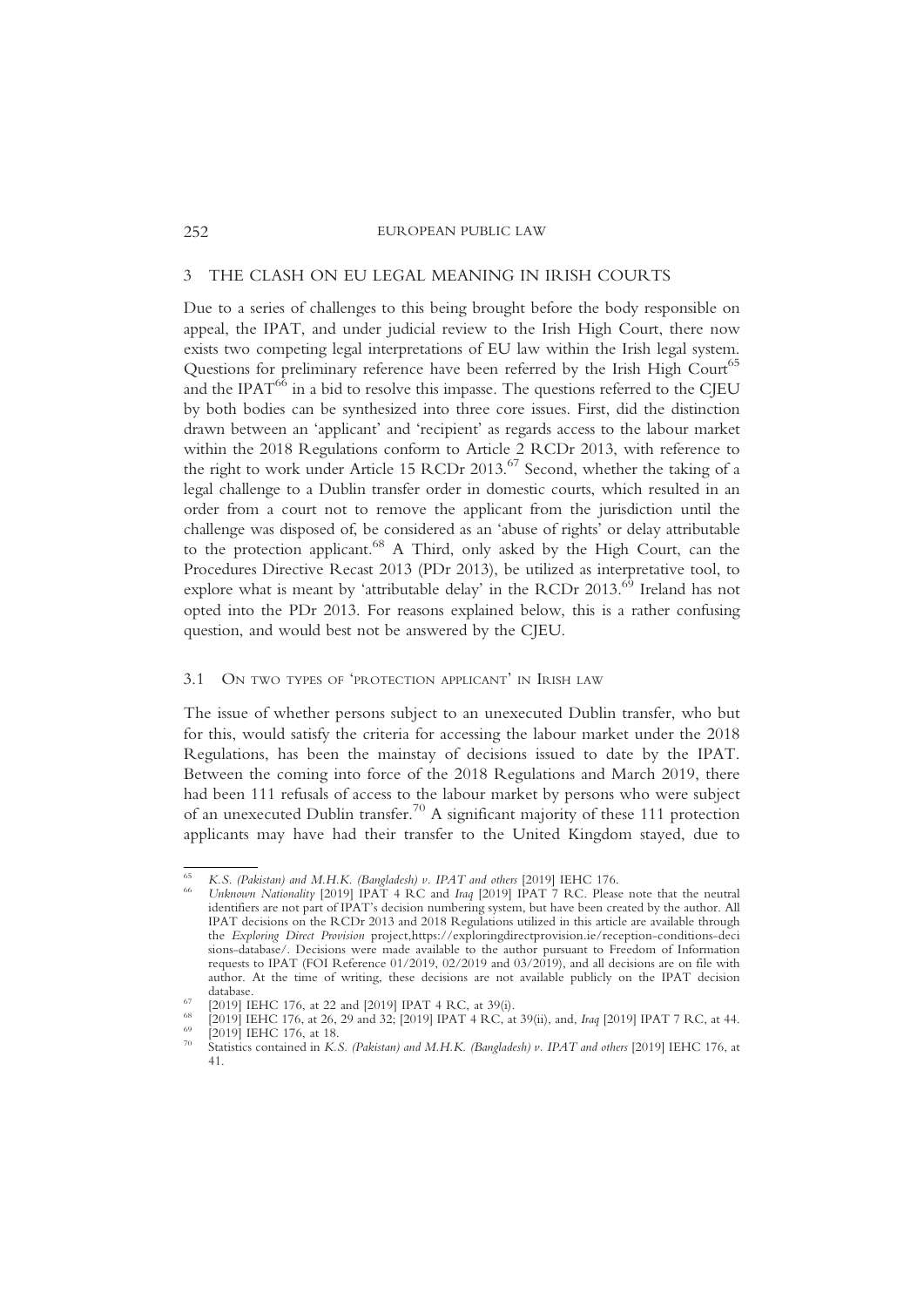## 3 THE CLASH ON EU LEGAL MEANING IN IRISH COURTS

Due to a series of challenges to this being brought before the body responsible on appeal, the IPAT, and under judicial review to the Irish High Court, there now exists two competing legal interpretations of EU law within the Irish legal system. Questions for preliminary reference have been referred by the Irish High Court[65] and the IPAT[66] in a bid to resolve this impasse. The questions referred to the CJEU by both bodies can be synthesized into three core issues. First, did the distinction drawn between an 'applicant' and 'recipient' as regards access to the labour market within the 2018 Regulations conform to Article 2 RCDr 2013, with reference to the right to work under Article 15 RCDr 2013.[67] Second, whether the taking of a legal challenge to a Dublin transfer order in domestic courts, which resulted in an order from a court not to remove the applicant from the jurisdiction until the challenge was disposed of, be considered as an 'abuse of rights' or delay attributable to the protection applicant.[68] A Third, only asked by the High Court, can the Procedures Directive Recast 2013 (PDr 2013), be utilized as interpretative tool, to explore what is meant by 'attributable delay' in the RCDr 2013.[69] Ireland has not opted into the PDr 2013. For reasons explained below, this is a rather confusing question, and would best not be answered by the CJEU.

### 3.1 On two types of 'protection applicant' in Irish law

The issue of whether persons subject to an unexecuted Dublin transfer, who but for this, would satisfy the criteria for accessing the labour market under the 2018 Regulations, has been the mainstay of decisions issued to date by the IPAT. Between the coming into force of the 2018 Regulations and March 2019, there had been 111 refusals of access to the labour market by persons who were subject of an unexecuted Dublin transfer.[70] A significant majority of these 111 protection applicants may have had their transfer to the United Kingdom stayed, due to

---

[65] *K.S. (Pakistan) and M.H.K. (Bangladesh) v. IPAT and others* [2019] IEHC 176.

[66] *Unknown Nationality* [2019] IPAT 4 RC and *Iraq* [2019] IPAT 7 RC. Please note that the neutral identifiers are not part of IPAT's decision numbering system, but have been created by the author. All IPAT decisions on the RCDr 2013 and 2018 Regulations utilized in this article are available through the *Exploring Direct Provision* project,https://exploringdirectprovision.ie/reception-conditions-decisions-database/. Decisions were made available to the author pursuant to Freedom of Information requests to IPAT (FOI Reference 01/2019, 02/2019 and 03/2019), and all decisions are on file with author. At the time of writing, these decisions are not available publicly on the IPAT decision database.

[67] [2019] IEHC 176, at 22 and [2019] IPAT 4 RC, at 39(i).

[68] [2019] IEHC 176, at 26, 29 and 32; [2019] IPAT 4 RC, at 39(ii), and, *Iraq* [2019] IPAT 7 RC, at 44.

[69] [2019] IEHC 176, at 18.

[70] Statistics contained in *K.S. (Pakistan) and M.H.K. (Bangladesh) v. IPAT and others* [2019] IEHC 176, at 41.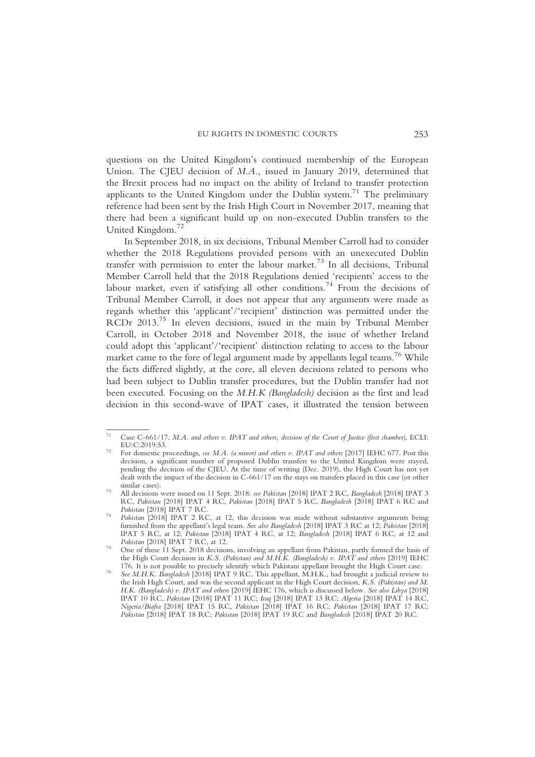questions on the United Kingdom's continued membership of the European Union. The CJEU decision of *M.A.*, issued in January 2019, determined that the Brexit process had no impact on the ability of Ireland to transfer protection applicants to the United Kingdom under the Dublin system.[71] The preliminary reference had been sent by the Irish High Court in November 2017, meaning that there had been a significant build up on non-executed Dublin transfers to the United Kingdom.[72]

In September 2018, in six decisions, Tribunal Member Carroll had to consider whether the 2018 Regulations provided persons with an unexecuted Dublin transfer with permission to enter the labour market.[73] In all decisions, Tribunal Member Carroll held that the 2018 Regulations denied 'recipients' access to the labour market, even if satisfying all other conditions.[74] From the decisions of Tribunal Member Carroll, it does not appear that any arguments were made as regards whether this 'applicant'/'recipient' distinction was permitted under the RCDr 2013.[75] In eleven decisions, issued in the main by Tribunal Member Carroll, in October 2018 and November 2018, the issue of whether Ireland could adopt this 'applicant'/'recipient' distinction relating to access to the labour market came to the fore of legal argument made by appellants legal teams.[76] While the facts differed slightly, at the core, all eleven decisions related to persons who had been subject to Dublin transfer procedures, but the Dublin transfer had not been executed. Focusing on the *M.H.K (Bangladesh)* decision as the first and lead decision in this second-wave of IPAT cases, it illustrated the tension between

---

[71] Case C-661/17, *M.A. and others v. IPAT and others, decision of the Court of Justice (first chamber)*, ECLI: EU:C:2019:53.

[72] For domestic proceedings, *see M.A. (a minor) and others v. IPAT and others* [2017] IEHC 677. Post this decision, a significant number of proposed Dublin transfers to the United Kingdom were stayed, pending the decision of the CJEU. At the time of writing (Dec. 2019), the High Court has not yet dealt with the impact of the decision in C-661/17 on the stays on transfers placed in this case (or other similar cases).

[73] All decisions were issued on 11 Sept. 2018: *see Pakistan* [2018] IPAT 2 RC, *Bangladesh* [2018] IPAT 3 RC, *Pakistan* [2018] IPAT 4 RC, *Pakistan* [2018] IPAT 5 RC, *Bangladesh* [2018] IPAT 6 RC and *Pakistan* [2018] IPAT 7 RC.

[74] *Pakistan* [2018] IPAT 2 RC, at 12, this decision was made without substantive arguments being furnished from the appellant's legal team. *See also Bangladesh* [2018] IPAT 3 RC at 12; *Pakistan* [2018] IPAT 5 RC, at 12; *Pakistan* [2018] IPAT 4 RC, at 12; *Bangladesh* [2018] IPAT 6 RC, at 12 and *Pakistan* [2018] IPAT 7 RC, at 12.

[75] One of these 11 Sept. 2018 decisions, involving an appellant from Pakistan, partly formed the basis of the High Court decision in *K.S. (Pakistan) and M.H.K. (Bangladesh) v. IPAT and others* [2019] IEHC 176. It is not possible to precisely identify which Pakistani appellant brought the High Court case.

[76] *See M.H.K. Bangladesh* [2018] IPAT 9 RC. This appellant, M.H.K., had brought a judicial review to the Irish High Court, and was the second applicant in the High Court decision, *K.S. (Pakistan) and M. H.K. (Bangladesh) v. IPAT and others* [2019] IEHC 176, which is discussed below. *See also Libya* [2018] IPAT 10 RC, *Pakistan* [2018] IPAT 11 RC; *Iraq* [2018] IPAT 13 RC; *Algeria* [2018] IPAT 14 RC, *Nigeria/Biafra* [2018] IPAT 15 RC, *Pakistan* [2018] IPAT 16 RC; *Pakistan* [2018] IPAT 17 RC; *Pakistan* [2018] IPAT 18 RC; *Pakistan* [2018] IPAT 19 RC and *Bangladesh* [2018] IPAT 20 RC.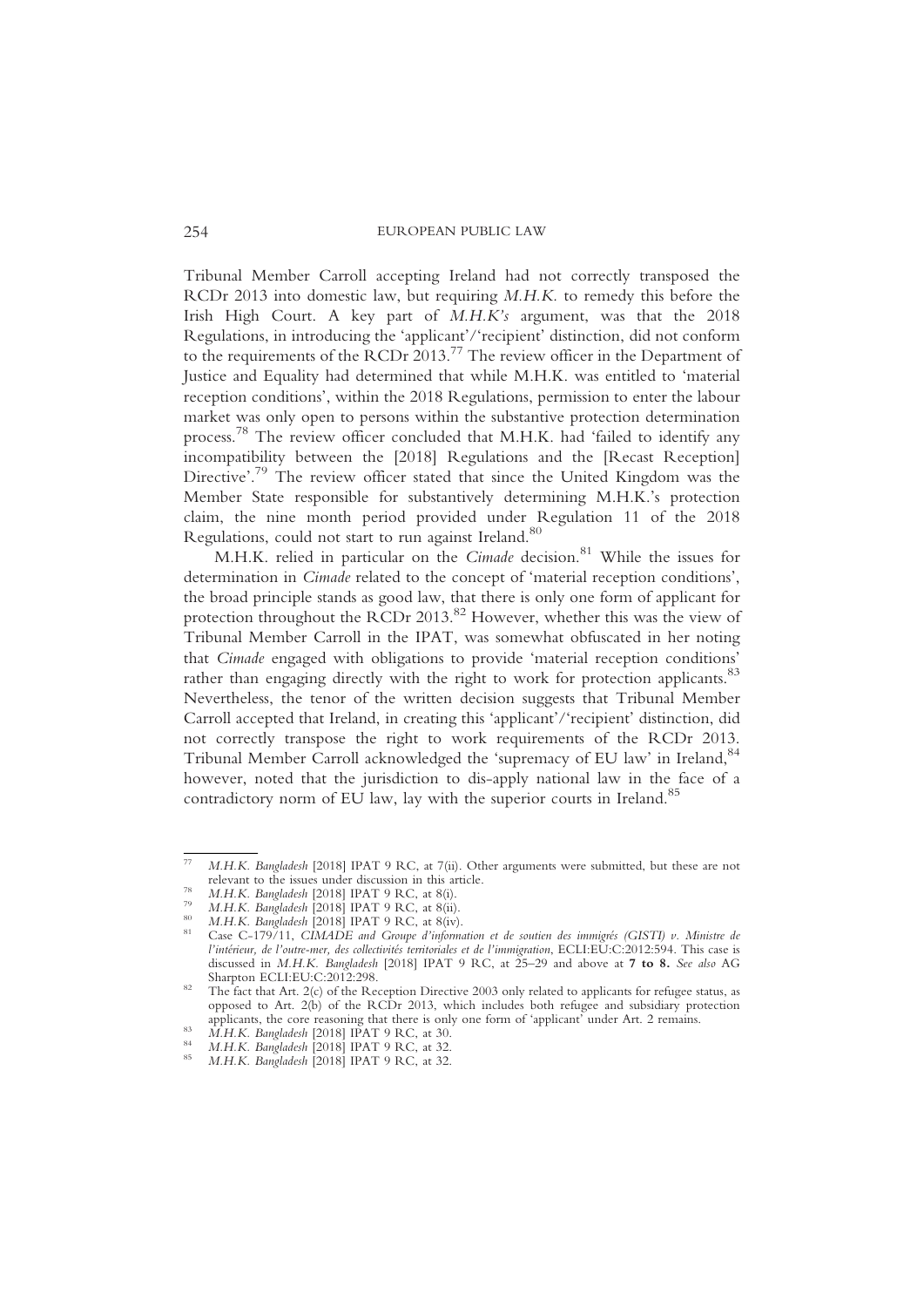Tribunal Member Carroll accepting Ireland had not correctly transposed the RCDr 2013 into domestic law, but requiring *M.H.K.* to remedy this before the Irish High Court. A key part of *M.H.K's* argument, was that the 2018 Regulations, in introducing the 'applicant'/'recipient' distinction, did not conform to the requirements of the RCDr 2013.[77] The review officer in the Department of Justice and Equality had determined that while M.H.K. was entitled to 'material reception conditions', within the 2018 Regulations, permission to enter the labour market was only open to persons within the substantive protection determination process.[78] The review officer concluded that M.H.K. had 'failed to identify any incompatibility between the [2018] Regulations and the [Recast Reception] Directive'.[79] The review officer stated that since the United Kingdom was the Member State responsible for substantively determining M.H.K.'s protection claim, the nine month period provided under Regulation 11 of the 2018 Regulations, could not start to run against Ireland.[80]

M.H.K. relied in particular on the *Cimade* decision.[81] While the issues for determination in *Cimade* related to the concept of 'material reception conditions', the broad principle stands as good law, that there is only one form of applicant for protection throughout the RCDr 2013.[82] However, whether this was the view of Tribunal Member Carroll in the IPAT, was somewhat obfuscated in her noting that *Cimade* engaged with obligations to provide 'material reception conditions' rather than engaging directly with the right to work for protection applicants.[83] Nevertheless, the tenor of the written decision suggests that Tribunal Member Carroll accepted that Ireland, in creating this 'applicant'/'recipient' distinction, did not correctly transpose the right to work requirements of the RCDr 2013. Tribunal Member Carroll acknowledged the 'supremacy of EU law' in Ireland,[84] however, noted that the jurisdiction to dis-apply national law in the face of a contradictory norm of EU law, lay with the superior courts in Ireland.[85]

---

[77] *M.H.K. Bangladesh* [2018] IPAT 9 RC, at 7(ii). Other arguments were submitted, but these are not relevant to the issues under discussion in this article.

[78] *M.H.K. Bangladesh* [2018] IPAT 9 RC, at 8(i).

[79] *M.H.K. Bangladesh* [2018] IPAT 9 RC, at 8(ii).

[80] *M.H.K. Bangladesh* [2018] IPAT 9 RC, at 8(iv).

[81] Case C-179/11, *CIMADE and Groupe d'information et de soutien des immigrés (GISTI) v. Ministre de l'intérieur, de l'outre-mer, des collectivités territoriales et de l'immigration*, ECLI:EU:C:2012:594. This case is discussed in *M.H.K. Bangladesh* [2018] IPAT 9 RC, at 25–29 and above at **7 to 8.** *See also* AG Sharpton ECLI:EU:C:2012:298.

[82] The fact that Art. 2(c) of the Reception Directive 2003 only related to applicants for refugee status, as opposed to Art. 2(b) of the RCDr 2013, which includes both refugee and subsidiary protection applicants, the core reasoning that there is only one form of 'applicant' under Art. 2 remains.

[83] *M.H.K. Bangladesh* [2018] IPAT 9 RC, at 30.

[84] *M.H.K. Bangladesh* [2018] IPAT 9 RC, at 32.

[85] *M.H.K. Bangladesh* [2018] IPAT 9 RC, at 32.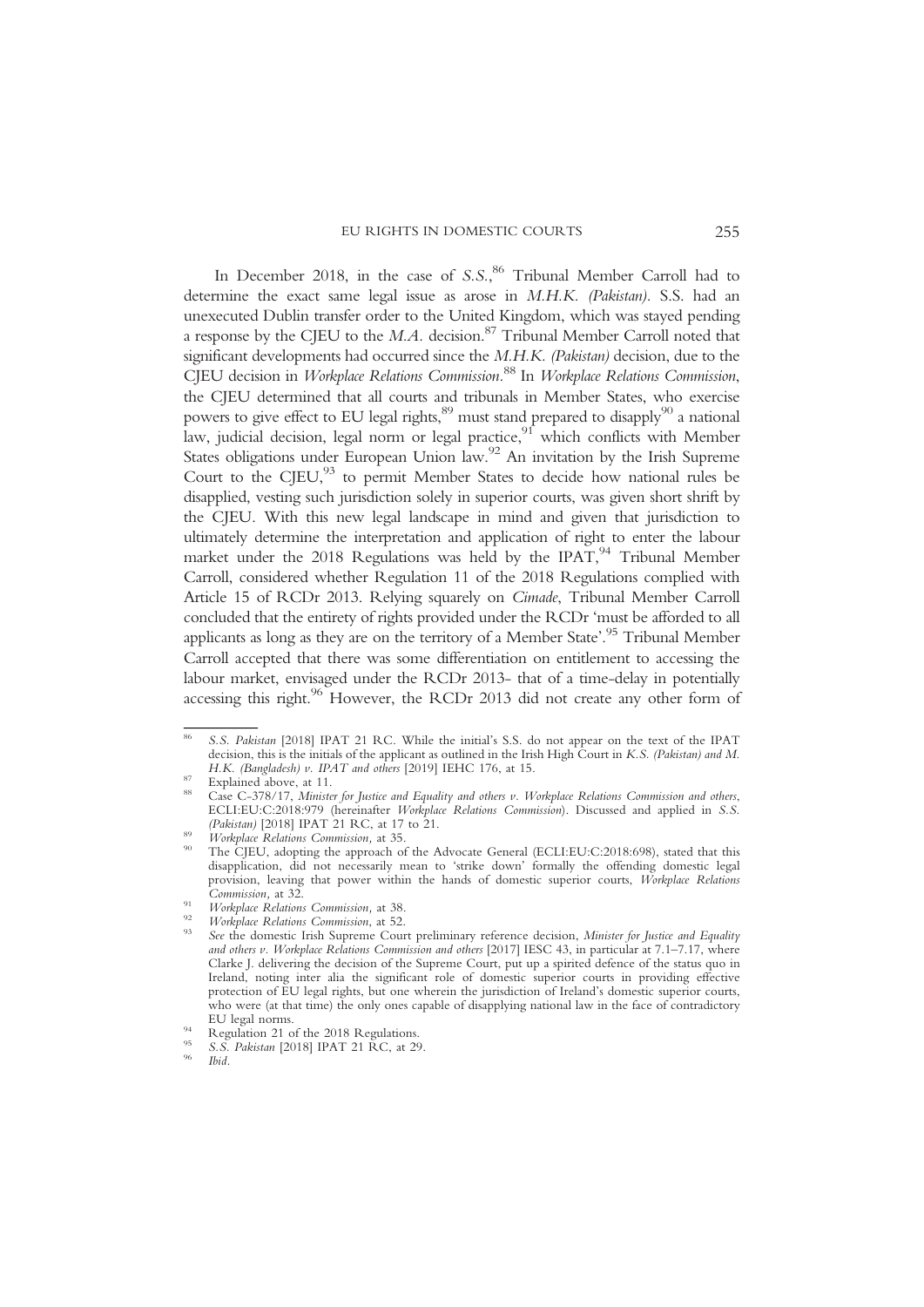In December 2018, in the case of *S.S.*,[86] Tribunal Member Carroll had to determine the exact same legal issue as arose in *M.H.K. (Pakistan)*. S.S. had an unexecuted Dublin transfer order to the United Kingdom, which was stayed pending a response by the CJEU to the *M.A.* decision.[87] Tribunal Member Carroll noted that significant developments had occurred since the *M.H.K. (Pakistan)* decision, due to the CJEU decision in *Workplace Relations Commission*.[88] In *Workplace Relations Commission*, the CJEU determined that all courts and tribunals in Member States, who exercise powers to give effect to EU legal rights,[89] must stand prepared to disapply[90] a national law, judicial decision, legal norm or legal practice,[91] which conflicts with Member States obligations under European Union law.[92] An invitation by the Irish Supreme Court to the CJEU,[93] to permit Member States to decide how national rules be disapplied, vesting such jurisdiction solely in superior courts, was given short shrift by the CJEU. With this new legal landscape in mind and given that jurisdiction to ultimately determine the interpretation and application of right to enter the labour market under the 2018 Regulations was held by the IPAT,[94] Tribunal Member Carroll, considered whether Regulation 11 of the 2018 Regulations complied with Article 15 of RCDr 2013. Relying squarely on *Cimade*, Tribunal Member Carroll concluded that the entirety of rights provided under the RCDr 'must be afforded to all applicants as long as they are on the territory of a Member State'.[95] Tribunal Member Carroll accepted that there was some differentiation on entitlement to accessing the labour market, envisaged under the RCDr 2013- that of a time-delay in potentially accessing this right.[96] However, the RCDr 2013 did not create any other form of

---

[86] *S.S. Pakistan* [2018] IPAT 21 RC. While the initial's S.S. do not appear on the text of the IPAT decision, this is the initials of the applicant as outlined in the Irish High Court in *K.S. (Pakistan) and M. H.K. (Bangladesh) v. IPAT and others* [2019] IEHC 176, at 15.

[87] Explained above, at 11.

[88] Case C-378/17, *Minister for Justice and Equality and others v. Workplace Relations Commission and others*, ECLI:EU:C:2018:979 (hereinafter *Workplace Relations Commission*). Discussed and applied in *S.S. (Pakistan)* [2018] IPAT 21 RC, at 17 to 21.

[89] *Workplace Relations Commission*, at 35.

[90] The CJEU, adopting the approach of the Advocate General (ECLI:EU:C:2018:698), stated that this disapplication, did not necessarily mean to 'strike down' formally the offending domestic legal provision, leaving that power within the hands of domestic superior courts, *Workplace Relations Commission*, at 32.

[91] *Workplace Relations Commission*, at 38.

[92] *Workplace Relations Commission*, at 52.

[93] *See* the domestic Irish Supreme Court preliminary reference decision, *Minister for Justice and Equality and others v. Workplace Relations Commission and others* [2017] IESC 43, in particular at 7.1–7.17, where Clarke J. delivering the decision of the Supreme Court, put up a spirited defence of the status quo in Ireland, noting inter alia the significant role of domestic superior courts in providing effective protection of EU legal rights, but one wherein the jurisdiction of Ireland's domestic superior courts, who were (at that time) the only ones capable of disapplying national law in the face of contradictory EU legal norms.

[94] Regulation 21 of the 2018 Regulations.

[95] *S.S. Pakistan* [2018] IPAT 21 RC, at 29.

[96] *Ibid*.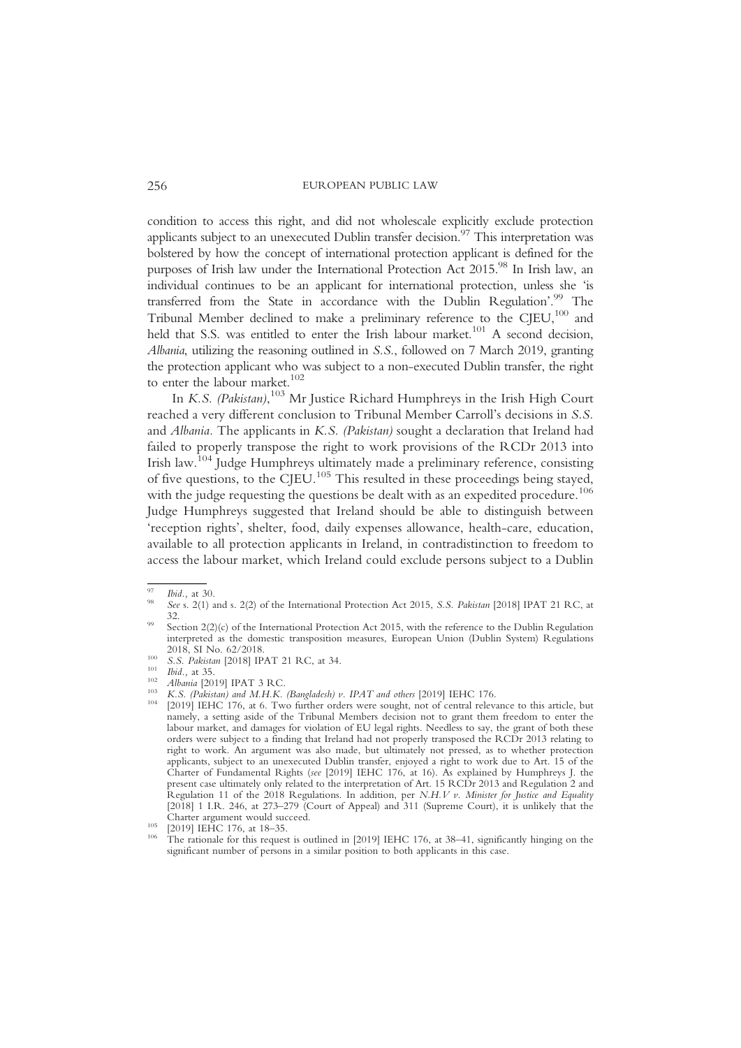condition to access this right, and did not wholescale explicitly exclude protection applicants subject to an unexecuted Dublin transfer decision.[97] This interpretation was bolstered by how the concept of international protection applicant is defined for the purposes of Irish law under the International Protection Act 2015.[98] In Irish law, an individual continues to be an applicant for international protection, unless she 'is transferred from the State in accordance with the Dublin Regulation'.[99] The Tribunal Member declined to make a preliminary reference to the CJEU,[100] and held that S.S. was entitled to enter the Irish labour market.[101] A second decision, *Albania*, utilizing the reasoning outlined in *S.S.*, followed on 7 March 2019, granting the protection applicant who was subject to a non-executed Dublin transfer, the right to enter the labour market.[102]

In *K.S. (Pakistan)*,[103] Mr Justice Richard Humphreys in the Irish High Court reached a very different conclusion to Tribunal Member Carroll's decisions in *S.S.* and *Albania*. The applicants in *K.S. (Pakistan)* sought a declaration that Ireland had failed to properly transpose the right to work provisions of the RCDr 2013 into Irish law.[104] Judge Humphreys ultimately made a preliminary reference, consisting of five questions, to the CJEU.[105] This resulted in these proceedings being stayed, with the judge requesting the questions be dealt with as an expedited procedure.[106] Judge Humphreys suggested that Ireland should be able to distinguish between 'reception rights', shelter, food, daily expenses allowance, health-care, education, available to all protection applicants in Ireland, in contradistinction to freedom to access the labour market, which Ireland could exclude persons subject to a Dublin

---

[97] *Ibid.*, at 30.

[98] *See* s. 2(1) and s. 2(2) of the International Protection Act 2015, *S.S. Pakistan* [2018] IPAT 21 RC, at 32.

[99] Section 2(2)(c) of the International Protection Act 2015, with the reference to the Dublin Regulation interpreted as the domestic transposition measures, European Union (Dublin System) Regulations 2018, SI No. 62/2018.

[100] *S.S. Pakistan* [2018] IPAT 21 RC, at 34.

[101] *Ibid.*, at 35.

[102] *Albania* [2019] IPAT 3 RC.

[103] *K.S. (Pakistan) and M.H.K. (Bangladesh) v. IPAT and others* [2019] IEHC 176.

[104] [2019] IEHC 176, at 6. Two further orders were sought, not of central relevance to this article, but namely, a setting aside of the Tribunal Members decision not to grant them freedom to enter the labour market, and damages for violation of EU legal rights. Needless to say, the grant of both these orders were subject to a finding that Ireland had not properly transposed the RCDr 2013 relating to right to work. An argument was also made, but ultimately not pressed, as to whether protection applicants, subject to an unexecuted Dublin transfer, enjoyed a right to work due to Art. 15 of the Charter of Fundamental Rights (*see* [2019] IEHC 176, at 16). As explained by Humphreys J. the present case ultimately only related to the interpretation of Art. 15 RCDr 2013 and Regulation 2 and Regulation 11 of the 2018 Regulations. In addition, per *N.H.V v. Minister for Justice and Equality* [2018] 1 I.R. 246, at 273–279 (Court of Appeal) and 311 (Supreme Court), it is unlikely that the Charter argument would succeed.

[105] [2019] IEHC 176, at 18–35.

[106] The rationale for this request is outlined in [2019] IEHC 176, at 38–41, significantly hinging on the significant number of persons in a similar position to both applicants in this case.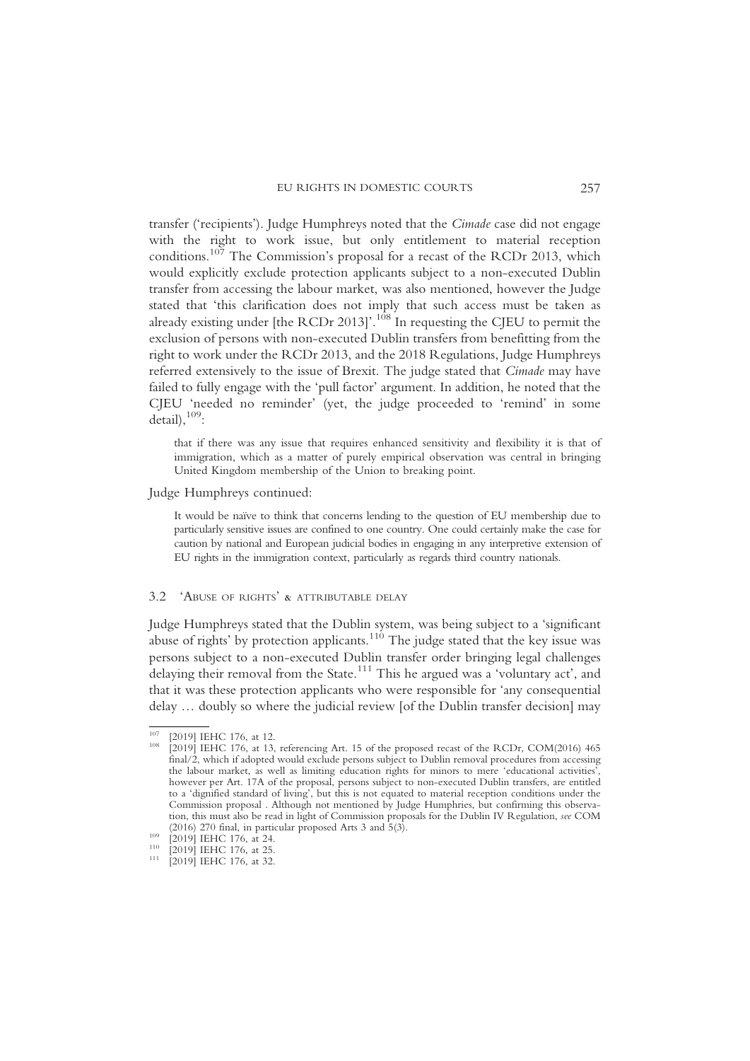transfer ('recipients'). Judge Humphreys noted that the *Cimade* case did not engage with the right to work issue, but only entitlement to material reception conditions.[107] The Commission's proposal for a recast of the RCDr 2013, which would explicitly exclude protection applicants subject to a non-executed Dublin transfer from accessing the labour market, was also mentioned, however the Judge stated that 'this clarification does not imply that such access must be taken as already existing under [the RCDr 2013]'.[108] In requesting the CJEU to permit the exclusion of persons with non-executed Dublin transfers from benefitting from the right to work under the RCDr 2013, and the 2018 Regulations, Judge Humphreys referred extensively to the issue of Brexit. The judge stated that *Cimade* may have failed to fully engage with the 'pull factor' argument. In addition, he noted that the CJEU 'needed no reminder' (yet, the judge proceeded to 'remind' in some detail),[109]:

> that if there was any issue that requires enhanced sensitivity and flexibility it is that of immigration, which as a matter of purely empirical observation was central in bringing United Kingdom membership of the Union to breaking point.

Judge Humphreys continued:

> It would be naïve to think that concerns lending to the question of EU membership due to particularly sensitive issues are confined to one country. One could certainly make the case for caution by national and European judicial bodies in engaging in any interpretive extension of EU rights in the immigration context, particularly as regards third country nationals.

### 3.2 'Abuse of rights' & attributable delay

Judge Humphreys stated that the Dublin system, was being subject to a 'significant abuse of rights' by protection applicants.[110] The judge stated that the key issue was persons subject to a non-executed Dublin transfer order bringing legal challenges delaying their removal from the State.[111] This he argued was a 'voluntary act', and that it was these protection applicants who were responsible for 'any consequential delay … doubly so where the judicial review [of the Dublin transfer decision] may

---

[107] [2019] IEHC 176, at 12.

[108] [2019] IEHC 176, at 13, referencing Art. 15 of the proposed recast of the RCDr, COM(2016) 465 final/2, which if adopted would exclude persons subject to Dublin removal procedures from accessing the labour market, as well as limiting education rights for minors to mere 'educational activities', however per Art. 17A of the proposal, persons subject to non-executed Dublin transfers, are entitled to a 'dignified standard of living', but this is not equated to material reception conditions under the Commission proposal . Although not mentioned by Judge Humphries, but confirming this observation, this must also be read in light of Commission proposals for the Dublin IV Regulation, *see* COM (2016) 270 final, in particular proposed Arts 3 and 5(3).

[109] [2019] IEHC 176, at 24.

[110] [2019] IEHC 176, at 25.

[111] [2019] IEHC 176, at 32.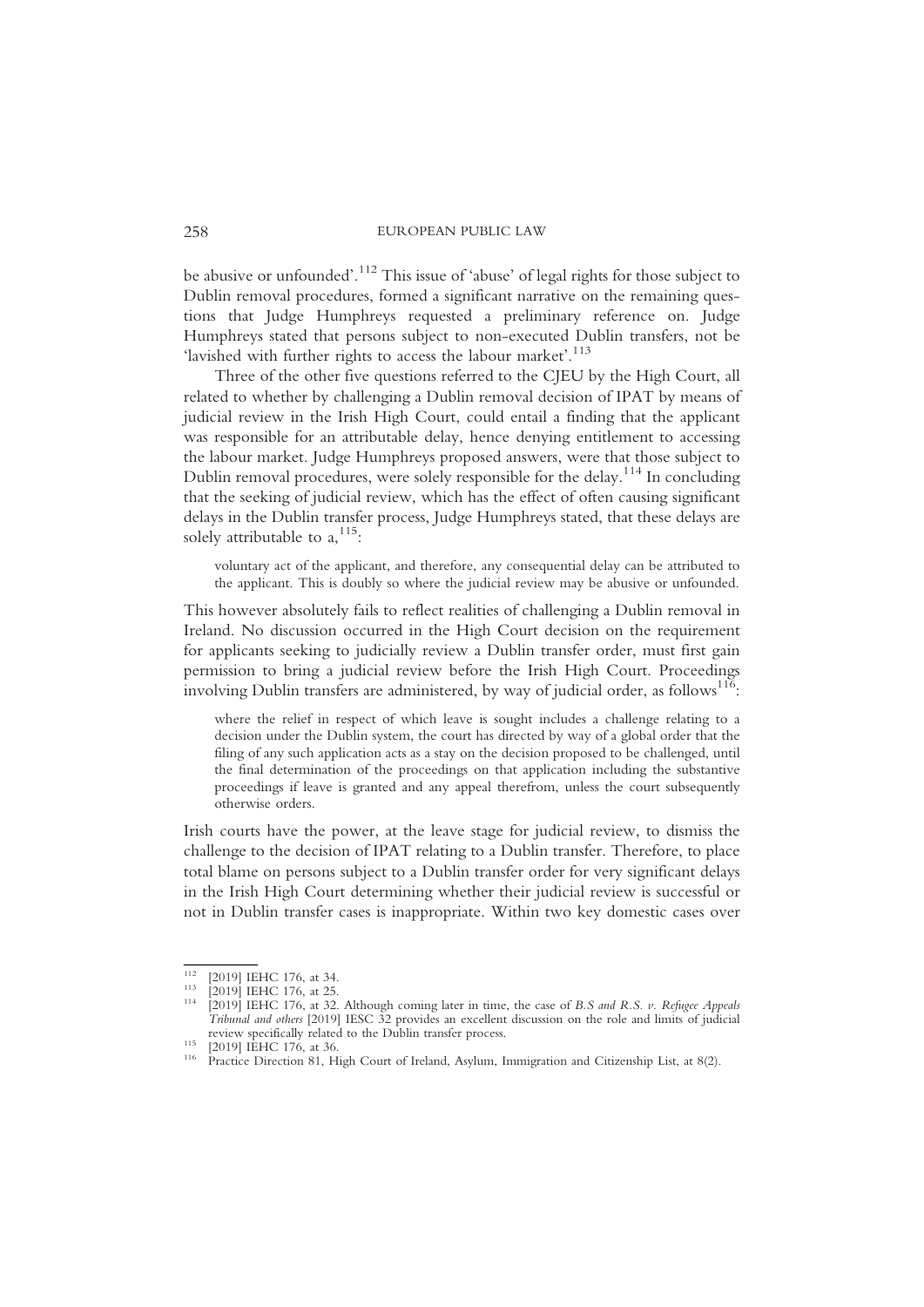be abusive or unfounded'.[112] This issue of 'abuse' of legal rights for those subject to Dublin removal procedures, formed a significant narrative on the remaining questions that Judge Humphreys requested a preliminary reference on. Judge Humphreys stated that persons subject to non-executed Dublin transfers, not be 'lavished with further rights to access the labour market'.[113]

Three of the other five questions referred to the CJEU by the High Court, all related to whether by challenging a Dublin removal decision of IPAT by means of judicial review in the Irish High Court, could entail a finding that the applicant was responsible for an attributable delay, hence denying entitlement to accessing the labour market. Judge Humphreys proposed answers, were that those subject to Dublin removal procedures, were solely responsible for the delay.[114] In concluding that the seeking of judicial review, which has the effect of often causing significant delays in the Dublin transfer process, Judge Humphreys stated, that these delays are solely attributable to a,[115]:

> voluntary act of the applicant, and therefore, any consequential delay can be attributed to the applicant. This is doubly so where the judicial review may be abusive or unfounded.

This however absolutely fails to reflect realities of challenging a Dublin removal in Ireland. No discussion occurred in the High Court decision on the requirement for applicants seeking to judicially review a Dublin transfer order, must first gain permission to bring a judicial review before the Irish High Court. Proceedings involving Dublin transfers are administered, by way of judicial order, as follows[116]:

> where the relief in respect of which leave is sought includes a challenge relating to a decision under the Dublin system, the court has directed by way of a global order that the filing of any such application acts as a stay on the decision proposed to be challenged, until the final determination of the proceedings on that application including the substantive proceedings if leave is granted and any appeal therefrom, unless the court subsequently otherwise orders.

Irish courts have the power, at the leave stage for judicial review, to dismiss the challenge to the decision of IPAT relating to a Dublin transfer. Therefore, to place total blame on persons subject to a Dublin transfer order for very significant delays in the Irish High Court determining whether their judicial review is successful or not in Dublin transfer cases is inappropriate. Within two key domestic cases over

---

[112] [2019] IEHC 176, at 34.

[113] [2019] IEHC 176, at 25.

[114] [2019] IEHC 176, at 32. Although coming later in time, the case of *B.S and R.S. v. Refugee Appeals Tribunal and others* [2019] IESC 32 provides an excellent discussion on the role and limits of judicial review specifically related to the Dublin transfer process.

[115] [2019] IEHC 176, at 36.

[116] Practice Direction 81, High Court of Ireland, Asylum, Immigration and Citizenship List, at 8(2).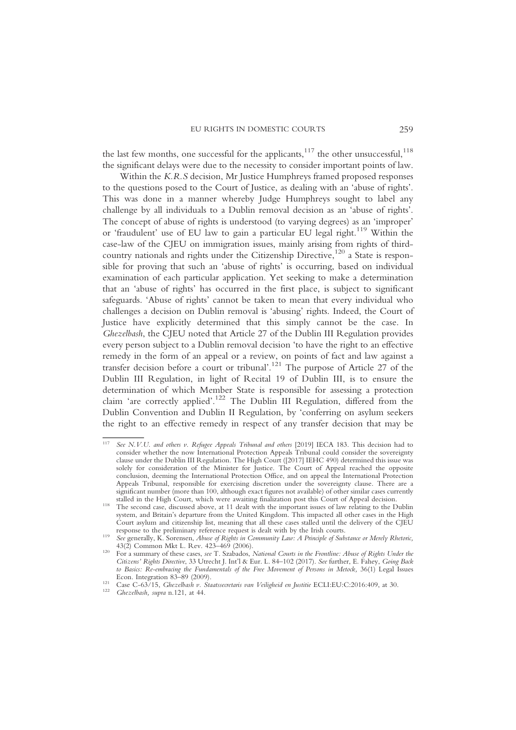the last few months, one successful for the applicants,[117] the other unsuccessful,[118] the significant delays were due to the necessity to consider important points of law.

Within the *K.R.S* decision, Mr Justice Humphreys framed proposed responses to the questions posed to the Court of Justice, as dealing with an 'abuse of rights'. This was done in a manner whereby Judge Humphreys sought to label any challenge by all individuals to a Dublin removal decision as an 'abuse of rights'. The concept of abuse of rights is understood (to varying degrees) as an 'improper' or 'fraudulent' use of EU law to gain a particular EU legal right.[119] Within the case-law of the CJEU on immigration issues, mainly arising from rights of third-country nationals and rights under the Citizenship Directive,[120] a State is responsible for proving that such an 'abuse of rights' is occurring, based on individual examination of each particular application. Yet seeking to make a determination that an 'abuse of rights' has occurred in the first place, is subject to significant safeguards. 'Abuse of rights' cannot be taken to mean that every individual who challenges a decision on Dublin removal is 'abusing' rights. Indeed, the Court of Justice have explicitly determined that this simply cannot be the case. In *Ghezelbash*, the CJEU noted that Article 27 of the Dublin III Regulation provides every person subject to a Dublin removal decision 'to have the right to an effective remedy in the form of an appeal or a review, on points of fact and law against a transfer decision before a court or tribunal'.[121] The purpose of Article 27 of the Dublin III Regulation, in light of Recital 19 of Dublin III, is to ensure the determination of which Member State is responsible for assessing a protection claim 'are correctly applied'.[122] The Dublin III Regulation, differed from the Dublin Convention and Dublin II Regulation, by 'conferring on asylum seekers the right to an effective remedy in respect of any transfer decision that may be

---

[117] *See N.V.U. and others v. Refugee Appeals Tribunal and others* [2019] IECA 183. This decision had to consider whether the now International Protection Appeals Tribunal could consider the sovereignty clause under the Dublin III Regulation. The High Court ([2017] IEHC 490) determined this issue was solely for consideration of the Minister for Justice. The Court of Appeal reached the opposite conclusion, deeming the International Protection Office, and on appeal the International Protection Appeals Tribunal, responsible for exercising discretion under the sovereignty clause. There are a significant number (more than 100, although exact figures not available) of other similar cases currently stalled in the High Court, which were awaiting finalization post this Court of Appeal decision.

[118] The second case, discussed above, at 11 dealt with the important issues of law relating to the Dublin system, and Britain's departure from the United Kingdom. This impacted all other cases in the High Court asylum and citizenship list, meaning that all these cases stalled until the delivery of the CJEU response to the preliminary reference request is dealt with by the Irish courts.

[119] *See* generally, K. Sorensen, *Abuse of Rights in Community Law: A Principle of Substance or Merely Rhetoric,* 43(2) Common Mkt L. Rev. 423–469 (2006).

[120] For a summary of these cases, *see* T. Szabados, *National Courts in the Frontline: Abuse of Rights Under the Citizens' Rights Directive*, 33 Utrecht J. Int'l & Eur. L. 84–102 (2017). *See* further, E. Fahey, *Going Back to Basics: Re-embracing the Fundamentals of the Free Movement of Persons in Metock,* 36(1) Legal Issues Econ. Integration 83–89 (2009).

[121] Case C-63/15, *Ghezelbash v. Staatssecretaris van Veiligheid en Justitie* ECLI:EU:C:2016:409, at 30.

[122] *Ghezelbash, supra* n.121, at 44.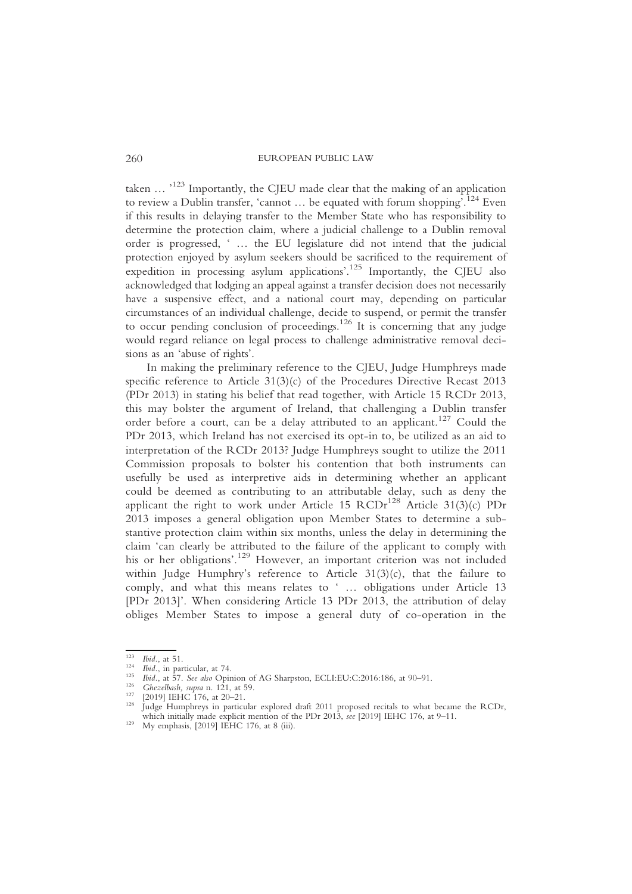taken … '[123] Importantly, the CJEU made clear that the making of an application to review a Dublin transfer, 'cannot … be equated with forum shopping'.[124] Even if this results in delaying transfer to the Member State who has responsibility to determine the protection claim, where a judicial challenge to a Dublin removal order is progressed, ' … the EU legislature did not intend that the judicial protection enjoyed by asylum seekers should be sacrificed to the requirement of expedition in processing asylum applications'.[125] Importantly, the CJEU also acknowledged that lodging an appeal against a transfer decision does not necessarily have a suspensive effect, and a national court may, depending on particular circumstances of an individual challenge, decide to suspend, or permit the transfer to occur pending conclusion of proceedings.[126] It is concerning that any judge would regard reliance on legal process to challenge administrative removal decisions as an 'abuse of rights'.

In making the preliminary reference to the CJEU, Judge Humphreys made specific reference to Article 31(3)(c) of the Procedures Directive Recast 2013 (PDr 2013) in stating his belief that read together, with Article 15 RCDr 2013, this may bolster the argument of Ireland, that challenging a Dublin transfer order before a court, can be a delay attributed to an applicant.[127] Could the PDr 2013, which Ireland has not exercised its opt-in to, be utilized as an aid to interpretation of the RCDr 2013? Judge Humphreys sought to utilize the 2011 Commission proposals to bolster his contention that both instruments can usefully be used as interpretive aids in determining whether an applicant could be deemed as contributing to an attributable delay, such as deny the applicant the right to work under Article 15 RCDr[128] Article 31(3)(c) PDr 2013 imposes a general obligation upon Member States to determine a substantive protection claim within six months, unless the delay in determining the claim 'can clearly be attributed to the failure of the applicant to comply with his or her obligations'.[129] However, an important criterion was not included within Judge Humphry's reference to Article 31(3)(c), that the failure to comply, and what this means relates to ' … obligations under Article 13 [PDr 2013]'. When considering Article 13 PDr 2013, the attribution of delay obliges Member States to impose a general duty of co-operation in the

---

[123] *Ibid.*, at 51.

[124] *Ibid.*, in particular, at 74.

[125] *Ibid.*, at 57. *See also* Opinion of AG Sharpston, ECLI:EU:C:2016:186, at 90–91.

[126] *Ghezelbash, supra* n. 121, at 59.

[127] [2019] IEHC 176, at 20–21.

[128] Judge Humphreys in particular explored draft 2011 proposed recitals to what became the RCDr, which initially made explicit mention of the PDr 2013, *see* [2019] IEHC 176, at 9–11.

[129] My emphasis, [2019] IEHC 176, at 8 (iii).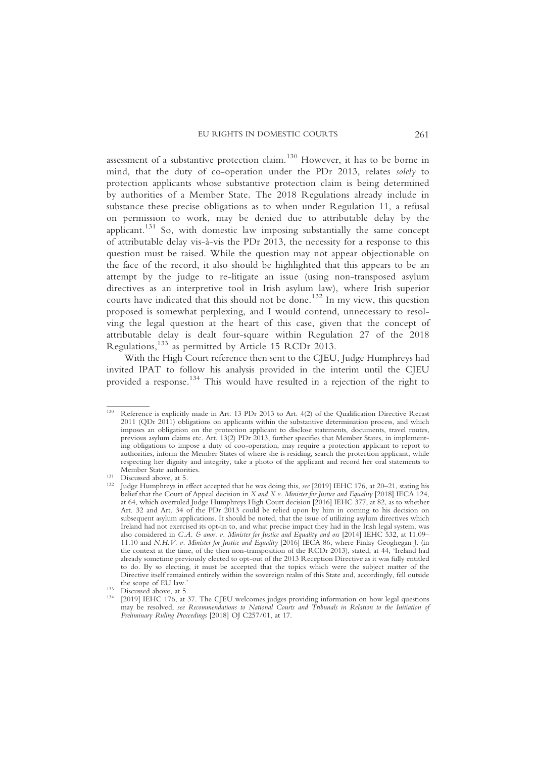assessment of a substantive protection claim.[130] However, it has to be borne in mind, that the duty of co-operation under the PDr 2013, relates *solely* to protection applicants whose substantive protection claim is being determined by authorities of a Member State. The 2018 Regulations already include in substance these precise obligations as to when under Regulation 11, a refusal on permission to work, may be denied due to attributable delay by the applicant.[131] So, with domestic law imposing substantially the same concept of attributable delay vis-à-vis the PDr 2013, the necessity for a response to this question must be raised. While the question may not appear objectionable on the face of the record, it also should be highlighted that this appears to be an attempt by the judge to re-litigate an issue (using non-transposed asylum directives as an interpretive tool in Irish asylum law), where Irish superior courts have indicated that this should not be done.[132] In my view, this question proposed is somewhat perplexing, and I would contend, unnecessary to resolving the legal question at the heart of this case, given that the concept of attributable delay is dealt four-square within Regulation 27 of the 2018 Regulations,[133] as permitted by Article 15 RCDr 2013.

With the High Court reference then sent to the CJEU, Judge Humphreys had invited IPAT to follow his analysis provided in the interim until the CJEU provided a response.[134] This would have resulted in a rejection of the right to

---

[130] Reference is explicitly made in Art. 13 PDr 2013 to Art. 4(2) of the Qualification Directive Recast 2011 (QDr 2011) obligations on applicants within the substantive determination process, and which imposes an obligation on the protection applicant to disclose statements, documents, travel routes, previous asylum claims etc. Art. 13(2) PDr 2013, further specifies that Member States, in implementing obligations to impose a duty of coo-operation, may require a protection applicant to report to authorities, inform the Member States of where she is residing, search the protection applicant, while respecting her dignity and integrity, take a photo of the applicant and record her oral statements to Member State authorities.

[131] Discussed above, at 5.

[132] Judge Humphreys in effect accepted that he was doing this, *see* [2019] IEHC 176, at 20–21, stating his belief that the Court of Appeal decision in *X and X v. Minister for Justice and Equality* [2018] IECA 124, at 64, which overruled Judge Humphreys High Court decision [2016] IEHC 377, at 82, as to whether Art. 32 and Art. 34 of the PDr 2013 could be relied upon by him in coming to his decision on subsequent asylum applications. It should be noted, that the issue of utilizing asylum directives which Ireland had not exercised its opt-in to, and what precise impact they had in the Irish legal system, was also considered in *C.A. & anor. v. Minister for Justice and Equality and ors* [2014] IEHC 532, at 11.09–11.10 and *N.H.V. v. Minister for Justice and Equality* [2016] IECA 86, where Finlay Geoghegan J. (in the context at the time, of the then non-transposition of the RCDr 2013), stated, at 44, 'Ireland had already sometime previously elected to opt-out of the 2013 Reception Directive as it was fully entitled to do. By so electing, it must be accepted that the topics which were the subject matter of the Directive itself remained entirely within the sovereign realm of this State and, accordingly, fell outside the scope of EU law.'

[133] Discussed above, at 5.

[134] [2019] IEHC 176, at 37. The CJEU welcomes judges providing information on how legal questions may be resolved, *see Recommendations to National Courts and Tribunals in Relation to the Initiation of Preliminary Ruling Proceedings* [2018] OJ C257/01, at 17.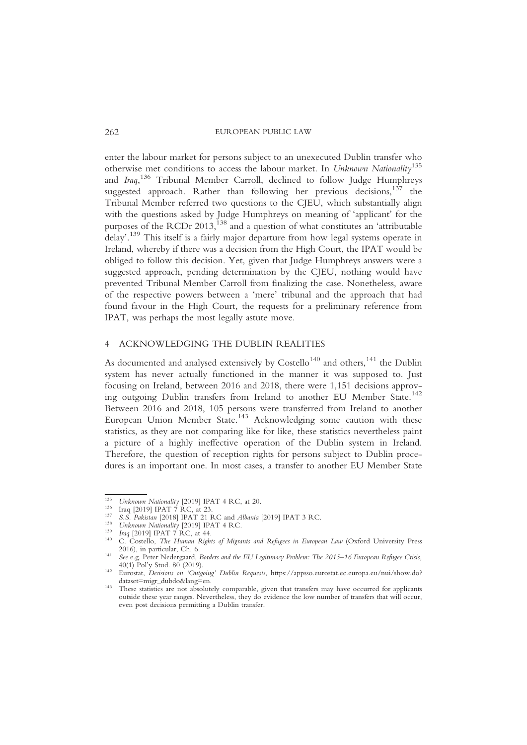enter the labour market for persons subject to an unexecuted Dublin transfer who otherwise met conditions to access the labour market. In *Unknown Nationality*[135] and *Iraq*,[136] Tribunal Member Carroll, declined to follow Judge Humphreys suggested approach. Rather than following her previous decisions,[137] the Tribunal Member referred two questions to the CJEU, which substantially align with the questions asked by Judge Humphreys on meaning of 'applicant' for the purposes of the RCDr 2013,[138] and a question of what constitutes an 'attributable delay'.[139] This itself is a fairly major departure from how legal systems operate in Ireland, whereby if there was a decision from the High Court, the IPAT would be obliged to follow this decision. Yet, given that Judge Humphreys answers were a suggested approach, pending determination by the CJEU, nothing would have prevented Tribunal Member Carroll from finalizing the case. Nonetheless, aware of the respective powers between a 'mere' tribunal and the approach that had found favour in the High Court, the requests for a preliminary reference from IPAT, was perhaps the most legally astute move.

## 4 ACKNOWLEDGING THE DUBLIN REALITIES

As documented and analysed extensively by Costello[140] and others,[141] the Dublin system has never actually functioned in the manner it was supposed to. Just focusing on Ireland, between 2016 and 2018, there were 1,151 decisions approving outgoing Dublin transfers from Ireland to another EU Member State.[142] Between 2016 and 2018, 105 persons were transferred from Ireland to another European Union Member State.[143] Acknowledging some caution with these statistics, as they are not comparing like for like, these statistics nevertheless paint a picture of a highly ineffective operation of the Dublin system in Ireland. Therefore, the question of reception rights for persons subject to Dublin procedures is an important one. In most cases, a transfer to another EU Member State

---

[135] *Unknown Nationality* [2019] IPAT 4 RC, at 20.

[136] Iraq [2019] IPAT 7 RC, at 23.

[137] *S.S. Pakistan* [2018] IPAT 21 RC and *Albania* [2019] IPAT 3 RC.

[138] *Unknown Nationality* [2019] IPAT 4 RC.

[139] *Iraq* [2019] IPAT 7 RC, at 44.

[140] C. Costello, *The Human Rights of Migrants and Refugees in European Law* (Oxford University Press 2016), in particular, Ch. 6.

[141] *See* e.g. Peter Nedergaard, *Borders and the EU Legitimacy Problem: The 2015–16 European Refugee Crisis*, 40(1) Pol'y Stud. 80 (2019).

[142] Eurostat, *Decisions on 'Outgoing' Dublin Requests*, https://appsso.eurostat.ec.europa.eu/nui/show.do?dataset=migr_dubdo&lang=en.

[143] These statistics are not absolutely comparable, given that transfers may have occurred for applicants outside these year ranges. Nevertheless, they do evidence the low number of transfers that will occur, even post decisions permitting a Dublin transfer.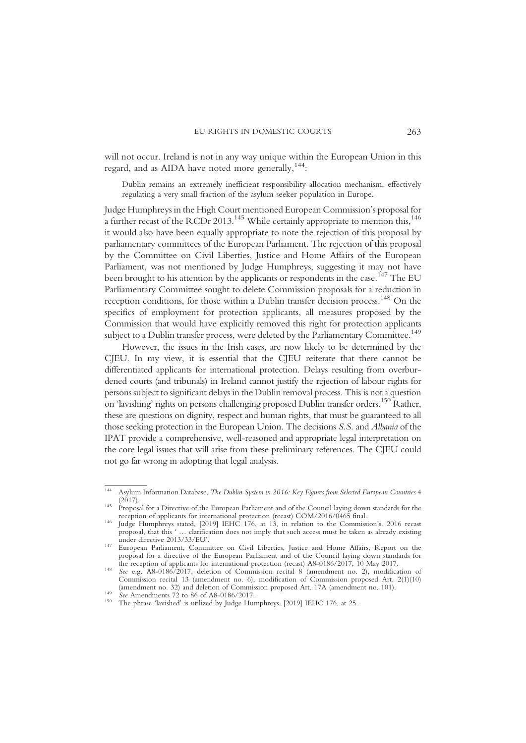will not occur. Ireland is not in any way unique within the European Union in this regard, and as AIDA have noted more generally,[144]:

> Dublin remains an extremely inefficient responsibility-allocation mechanism, effectively regulating a very small fraction of the asylum seeker population in Europe.

Judge Humphreys in the High Court mentioned European Commission's proposal for a further recast of the RCDr 2013.[145] While certainly appropriate to mention this,[146] it would also have been equally appropriate to note the rejection of this proposal by parliamentary committees of the European Parliament. The rejection of this proposal by the Committee on Civil Liberties, Justice and Home Affairs of the European Parliament, was not mentioned by Judge Humphreys, suggesting it may not have been brought to his attention by the applicants or respondents in the case.[147] The EU Parliamentary Committee sought to delete Commission proposals for a reduction in reception conditions, for those within a Dublin transfer decision process.[148] On the specifics of employment for protection applicants, all measures proposed by the Commission that would have explicitly removed this right for protection applicants subject to a Dublin transfer process, were deleted by the Parliamentary Committee.[149]

However, the issues in the Irish cases, are now likely to be determined by the CJEU. In my view, it is essential that the CJEU reiterate that there cannot be differentiated applicants for international protection. Delays resulting from overburdened courts (and tribunals) in Ireland cannot justify the rejection of labour rights for persons subject to significant delays in the Dublin removal process. This is not a question on 'lavishing' rights on persons challenging proposed Dublin transfer orders.[150] Rather, these are questions on dignity, respect and human rights, that must be guaranteed to all those seeking protection in the European Union. The decisions *S.S.* and *Albania* of the IPAT provide a comprehensive, well-reasoned and appropriate legal interpretation on the core legal issues that will arise from these preliminary references. The CJEU could not go far wrong in adopting that legal analysis.

---

[144] Asylum Information Database, *The Dublin System in 2016: Key Figures from Selected European Countries* 4 (2017).

[145] Proposal for a Directive of the European Parliament and of the Council laying down standards for the reception of applicants for international protection (recast) COM/2016/0465 final.

[146] Judge Humphreys stated, [2019] IEHC 176, at 13, in relation to the Commission's. 2016 recast proposal, that this ' … clarification does not imply that such access must be taken as already existing under directive 2013/33/EU'.

[147] European Parliament, Committee on Civil Liberties, Justice and Home Affairs, Report on the proposal for a directive of the European Parliament and of the Council laying down standards for the reception of applicants for international protection (recast) A8-0186/2017, 10 May 2017.

[148] *See* e.g. A8-0186/2017, deletion of Commission recital 8 (amendment no. 2), modification of Commission recital 13 (amendment no. 6), modification of Commission proposed Art. 2(1)(10) (amendment no. 32) and deletion of Commission proposed Art. 17A (amendment no. 101).

[149] *See* Amendments 72 to 86 of A8-0186/2017.

[150] The phrase 'lavished' is utilized by Judge Humphreys, [2019] IEHC 176, at 25.